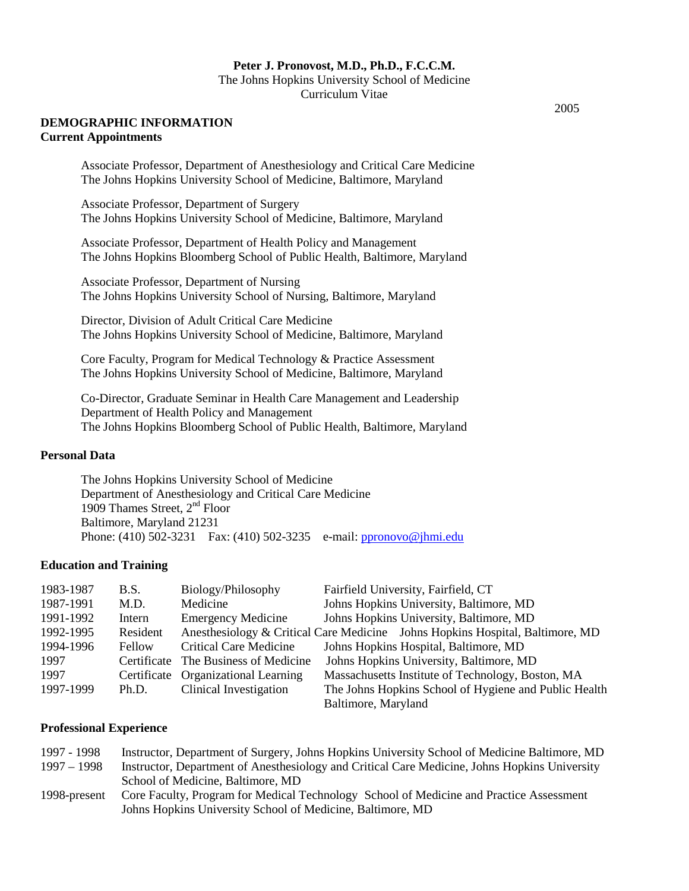**Peter J. Pronovost, M.D., Ph.D., F.C.C.M.**
The Johns Hopkins University School of Medicine
Curriculum Vitae

2005

## DEMOGRAPHIC INFORMATION

### Current Appointments

Associate Professor, Department of Anesthesiology and Critical Care Medicine
The Johns Hopkins University School of Medicine, Baltimore, Maryland

Associate Professor, Department of Surgery
The Johns Hopkins University School of Medicine, Baltimore, Maryland

Associate Professor, Department of Health Policy and Management
The Johns Hopkins Bloomberg School of Public Health, Baltimore, Maryland

Associate Professor, Department of Nursing
The Johns Hopkins University School of Nursing, Baltimore, Maryland

Director, Division of Adult Critical Care Medicine
The Johns Hopkins University School of Medicine, Baltimore, Maryland

Core Faculty, Program for Medical Technology & Practice Assessment
The Johns Hopkins University School of Medicine, Baltimore, Maryland

Co-Director, Graduate Seminar in Health Care Management and Leadership
Department of Health Policy and Management
The Johns Hopkins Bloomberg School of Public Health, Baltimore, Maryland

### Personal Data

The Johns Hopkins University School of Medicine
Department of Anesthesiology and Critical Care Medicine
1909 Thames Street, 2nd Floor
Baltimore, Maryland 21231
Phone: (410) 502-3231 Fax: (410) 502-3235 e-mail: ppronovo@jhmi.edu

### Education and Training

| | | | |
|---|---|---|---|
| 1983-1987 | B.S. | Biology/Philosophy | Fairfield University, Fairfield, CT |
| 1987-1991 | M.D. | Medicine | Johns Hopkins University, Baltimore, MD |
| 1991-1992 | Intern | Emergency Medicine | Johns Hopkins University, Baltimore, MD |
| 1992-1995 | Resident | Anesthesiology & Critical Care Medicine | Johns Hopkins Hospital, Baltimore, MD |
| 1994-1996 | Fellow | Critical Care Medicine | Johns Hopkins Hospital, Baltimore, MD |
| 1997 | Certificate | The Business of Medicine | Johns Hopkins University, Baltimore, MD |
| 1997 | Certificate | Organizational Learning | Massachusetts Institute of Technology, Boston, MA |
| 1997-1999 | Ph.D. | Clinical Investigation | The Johns Hopkins School of Hygiene and Public Health Baltimore, Maryland |

### Professional Experience

| | |
|---|---|
| 1997 - 1998 | Instructor, Department of Surgery, Johns Hopkins University School of Medicine Baltimore, MD |
| 1997 – 1998 | Instructor, Department of Anesthesiology and Critical Care Medicine, Johns Hopkins University School of Medicine, Baltimore, MD |
| 1998-present | Core Faculty, Program for Medical Technology School of Medicine and Practice Assessment Johns Hopkins University School of Medicine, Baltimore, MD |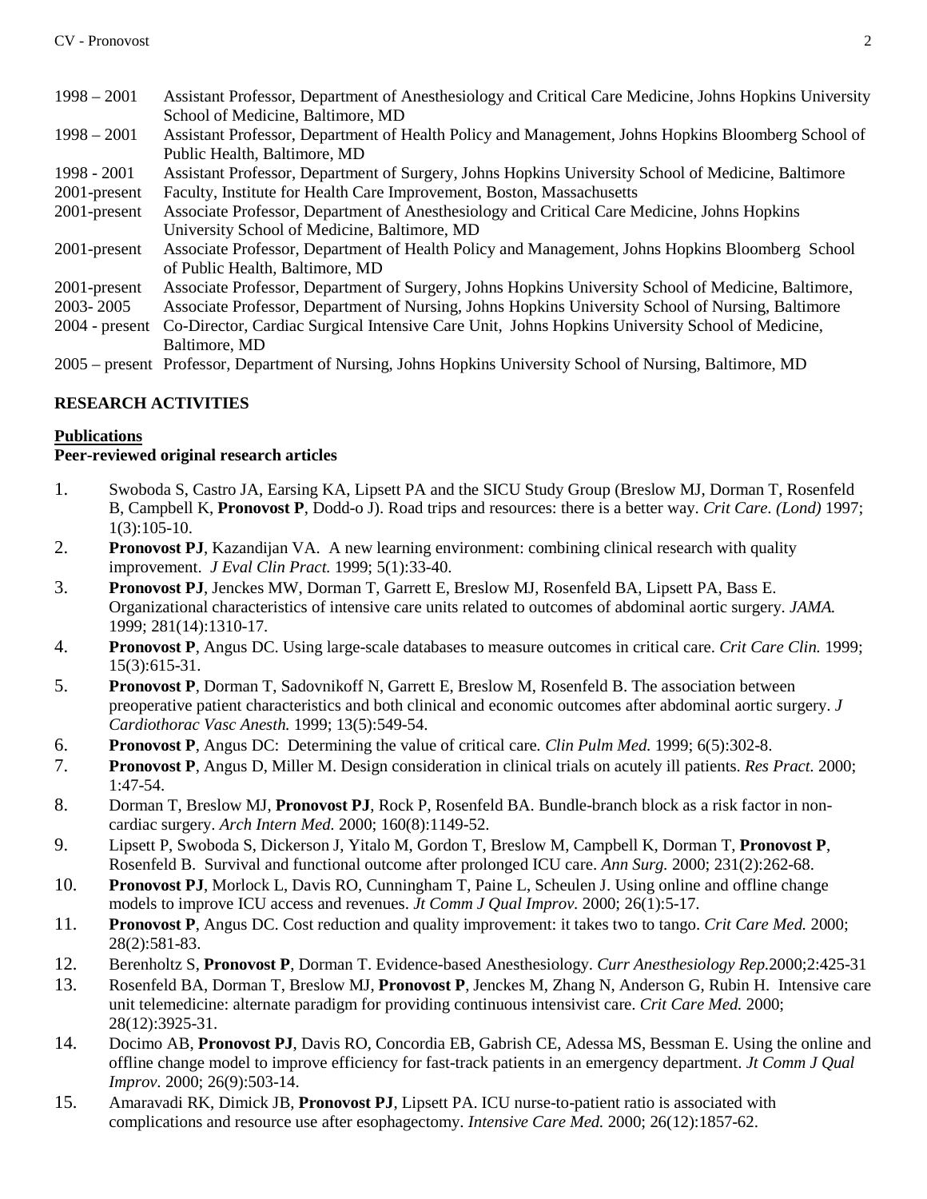1998 – 2001 Assistant Professor, Department of Anesthesiology and Critical Care Medicine, Johns Hopkins University School of Medicine, Baltimore, MD

1998 – 2001 Assistant Professor, Department of Health Policy and Management, Johns Hopkins Bloomberg School of Public Health, Baltimore, MD

1998 - 2001 Assistant Professor, Department of Surgery, Johns Hopkins University School of Medicine, Baltimore

2001-present Faculty, Institute for Health Care Improvement, Boston, Massachusetts

2001-present Associate Professor, Department of Anesthesiology and Critical Care Medicine, Johns Hopkins University School of Medicine, Baltimore, MD

2001-present Associate Professor, Department of Health Policy and Management, Johns Hopkins Bloomberg School of Public Health, Baltimore, MD

2001-present Associate Professor, Department of Surgery, Johns Hopkins University School of Medicine, Baltimore,

2003- 2005 Associate Professor, Department of Nursing, Johns Hopkins University School of Nursing, Baltimore

2004 - present Co-Director, Cardiac Surgical Intensive Care Unit, Johns Hopkins University School of Medicine, Baltimore, MD

2005 – present Professor, Department of Nursing, Johns Hopkins University School of Nursing, Baltimore, MD

## RESEARCH ACTIVITIES

### Publications

**Peer-reviewed original research articles**

1. Swoboda S, Castro JA, Earsing KA, Lipsett PA and the SICU Study Group (Breslow MJ, Dorman T, Rosenfeld B, Campbell K, **Pronovost P**, Dodd-o J). Road trips and resources: there is a better way. *Crit Care. (Lond)* 1997; 1(3):105-10.
2. **Pronovost PJ**, Kazandijan VA. A new learning environment: combining clinical research with quality improvement. *J Eval Clin Pract.* 1999; 5(1):33-40.
3. **Pronovost PJ**, Jenckes MW, Dorman T, Garrett E, Breslow MJ, Rosenfeld BA, Lipsett PA, Bass E. Organizational characteristics of intensive care units related to outcomes of abdominal aortic surgery. *JAMA.* 1999; 281(14):1310-17.
4. **Pronovost P**, Angus DC. Using large-scale databases to measure outcomes in critical care. *Crit Care Clin.* 1999; 15(3):615-31.
5. **Pronovost P**, Dorman T, Sadovnikoff N, Garrett E, Breslow M, Rosenfeld B. The association between preoperative patient characteristics and both clinical and economic outcomes after abdominal aortic surgery. *J Cardiothorac Vasc Anesth.* 1999; 13(5):549-54.
6. **Pronovost P**, Angus DC: Determining the value of critical care. *Clin Pulm Med.* 1999; 6(5):302-8.
7. **Pronovost P**, Angus D, Miller M. Design consideration in clinical trials on acutely ill patients. *Res Pract.* 2000; 1:47-54.
8. Dorman T, Breslow MJ, **Pronovost PJ**, Rock P, Rosenfeld BA. Bundle-branch block as a risk factor in non-cardiac surgery. *Arch Intern Med.* 2000; 160(8):1149-52.
9. Lipsett P, Swoboda S, Dickerson J, Yitalo M, Gordon T, Breslow M, Campbell K, Dorman T, **Pronovost P**, Rosenfeld B. Survival and functional outcome after prolonged ICU care. *Ann Surg.* 2000; 231(2):262-68.
10. **Pronovost PJ**, Morlock L, Davis RO, Cunningham T, Paine L, Scheulen J. Using online and offline change models to improve ICU access and revenues. *Jt Comm J Qual Improv.* 2000; 26(1):5-17.
11. **Pronovost P**, Angus DC. Cost reduction and quality improvement: it takes two to tango. *Crit Care Med.* 2000; 28(2):581-83.
12. Berenholtz S, **Pronovost P**, Dorman T. Evidence-based Anesthesiology. *Curr Anesthesiology Rep.*2000;2:425-31
13. Rosenfeld BA, Dorman T, Breslow MJ, **Pronovost P**, Jenckes M, Zhang N, Anderson G, Rubin H. Intensive care unit telemedicine: alternate paradigm for providing continuous intensivist care. *Crit Care Med.* 2000; 28(12):3925-31.
14. Docimo AB, **Pronovost PJ**, Davis RO, Concordia EB, Gabrish CE, Adessa MS, Bessman E. Using the online and offline change model to improve efficiency for fast-track patients in an emergency department. *Jt Comm J Qual Improv.* 2000; 26(9):503-14.
15. Amaravadi RK, Dimick JB, **Pronovost PJ**, Lipsett PA. ICU nurse-to-patient ratio is associated with complications and resource use after esophagectomy. *Intensive Care Med.* 2000; 26(12):1857-62.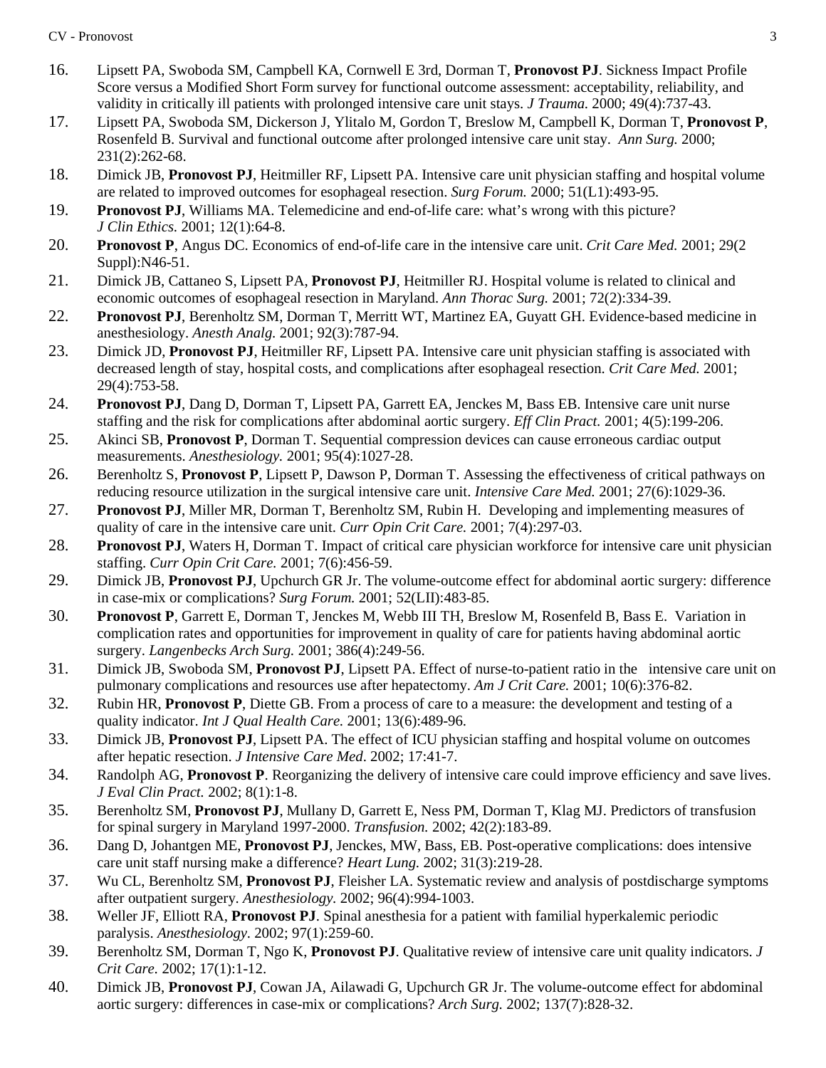16. Lipsett PA, Swoboda SM, Campbell KA, Cornwell E 3rd, Dorman T, **Pronovost PJ**. Sickness Impact Profile Score versus a Modified Short Form survey for functional outcome assessment: acceptability, reliability, and validity in critically ill patients with prolonged intensive care unit stays. *J Trauma.* 2000; 49(4):737-43.
17. Lipsett PA, Swoboda SM, Dickerson J, Ylitalo M, Gordon T, Breslow M, Campbell K, Dorman T, **Pronovost P**, Rosenfeld B. Survival and functional outcome after prolonged intensive care unit stay. *Ann Surg.* 2000; 231(2):262-68.
18. Dimick JB, **Pronovost PJ**, Heitmiller RF, Lipsett PA. Intensive care unit physician staffing and hospital volume are related to improved outcomes for esophageal resection. *Surg Forum.* 2000; 51(L1):493-95.
19. **Pronovost PJ**, Williams MA. Telemedicine and end-of-life care: what's wrong with this picture? *J Clin Ethics.* 2001; 12(1):64-8.
20. **Pronovost P**, Angus DC. Economics of end-of-life care in the intensive care unit. *Crit Care Med.* 2001; 29(2 Suppl):N46-51.
21. Dimick JB, Cattaneo S, Lipsett PA, **Pronovost PJ**, Heitmiller RJ. Hospital volume is related to clinical and economic outcomes of esophageal resection in Maryland. *Ann Thorac Surg.* 2001; 72(2):334-39.
22. **Pronovost PJ**, Berenholtz SM, Dorman T, Merritt WT, Martinez EA, Guyatt GH. Evidence-based medicine in anesthesiology. *Anesth Analg.* 2001; 92(3):787-94.
23. Dimick JD, **Pronovost PJ**, Heitmiller RF, Lipsett PA. Intensive care unit physician staffing is associated with decreased length of stay, hospital costs, and complications after esophageal resection. *Crit Care Med.* 2001; 29(4):753-58.
24. **Pronovost PJ**, Dang D, Dorman T, Lipsett PA, Garrett EA, Jenckes M, Bass EB. Intensive care unit nurse staffing and the risk for complications after abdominal aortic surgery. *Eff Clin Pract.* 2001; 4(5):199-206.
25. Akinci SB, **Pronovost P**, Dorman T. Sequential compression devices can cause erroneous cardiac output measurements. *Anesthesiology.* 2001; 95(4):1027-28.
26. Berenholtz S, **Pronovost P**, Lipsett P, Dawson P, Dorman T. Assessing the effectiveness of critical pathways on reducing resource utilization in the surgical intensive care unit. *Intensive Care Med.* 2001; 27(6):1029-36.
27. **Pronovost PJ**, Miller MR, Dorman T, Berenholtz SM, Rubin H. Developing and implementing measures of quality of care in the intensive care unit. *Curr Opin Crit Care.* 2001; 7(4):297-03.
28. **Pronovost PJ**, Waters H, Dorman T. Impact of critical care physician workforce for intensive care unit physician staffing. *Curr Opin Crit Care.* 2001; 7(6):456-59.
29. Dimick JB, **Pronovost PJ**, Upchurch GR Jr. The volume-outcome effect for abdominal aortic surgery: difference in case-mix or complications? *Surg Forum.* 2001; 52(LII):483-85.
30. **Pronovost P**, Garrett E, Dorman T, Jenckes M, Webb III TH, Breslow M, Rosenfeld B, Bass E. Variation in complication rates and opportunities for improvement in quality of care for patients having abdominal aortic surgery. *Langenbecks Arch Surg.* 2001; 386(4):249-56.
31. Dimick JB, Swoboda SM, **Pronovost PJ**, Lipsett PA. Effect of nurse-to-patient ratio in the intensive care unit on pulmonary complications and resources use after hepatectomy. *Am J Crit Care.* 2001; 10(6):376-82.
32. Rubin HR, **Pronovost P**, Diette GB. From a process of care to a measure: the development and testing of a quality indicator. *Int J Qual Health Care.* 2001; 13(6):489-96.
33. Dimick JB, **Pronovost PJ**, Lipsett PA. The effect of ICU physician staffing and hospital volume on outcomes after hepatic resection. *J Intensive Care Med*. 2002; 17:41-7.
34. Randolph AG, **Pronovost P**. Reorganizing the delivery of intensive care could improve efficiency and save lives. *J Eval Clin Pract.* 2002; 8(1):1-8.
35. Berenholtz SM, **Pronovost PJ**, Mullany D, Garrett E, Ness PM, Dorman T, Klag MJ. Predictors of transfusion for spinal surgery in Maryland 1997-2000. *Transfusion.* 2002; 42(2):183-89.
36. Dang D, Johantgen ME, **Pronovost PJ**, Jenckes, MW, Bass, EB. Post-operative complications: does intensive care unit staff nursing make a difference? *Heart Lung.* 2002; 31(3):219-28.
37. Wu CL, Berenholtz SM, **Pronovost PJ**, Fleisher LA. Systematic review and analysis of postdischarge symptoms after outpatient surgery. *Anesthesiology.* 2002; 96(4):994-1003.
38. Weller JF, Elliott RA, **Pronovost PJ**. Spinal anesthesia for a patient with familial hyperkalemic periodic paralysis. *Anesthesiology.* 2002; 97(1):259-60.
39. Berenholtz SM, Dorman T, Ngo K, **Pronovost PJ**. Qualitative review of intensive care unit quality indicators. *J Crit Care.* 2002; 17(1):1-12.
40. Dimick JB, **Pronovost PJ**, Cowan JA, Ailawadi G, Upchurch GR Jr. The volume-outcome effect for abdominal aortic surgery: differences in case-mix or complications? *Arch Surg.* 2002; 137(7):828-32.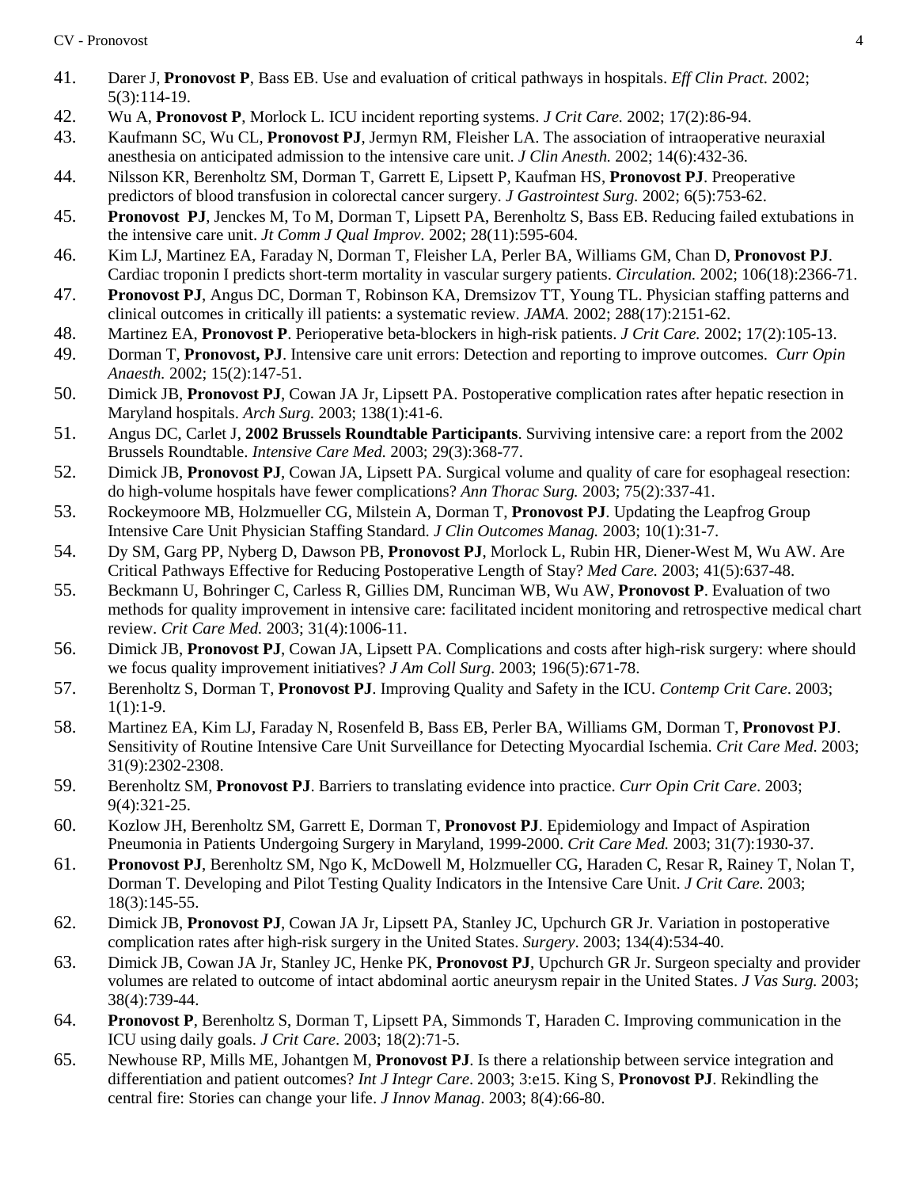41. Darer J, **Pronovost P**, Bass EB. Use and evaluation of critical pathways in hospitals. *Eff Clin Pract.* 2002; 5(3):114-19.
42. Wu A, **Pronovost P**, Morlock L. ICU incident reporting systems. *J Crit Care.* 2002; 17(2):86-94.
43. Kaufmann SC, Wu CL, **Pronovost PJ**, Jermyn RM, Fleisher LA. The association of intraoperative neuraxial anesthesia on anticipated admission to the intensive care unit. *J Clin Anesth.* 2002; 14(6):432-36.
44. Nilsson KR, Berenholtz SM, Dorman T, Garrett E, Lipsett P, Kaufman HS, **Pronovost PJ**. Preoperative predictors of blood transfusion in colorectal cancer surgery. *J Gastrointest Surg.* 2002; 6(5):753-62.
45. **Pronovost PJ**, Jenckes M, To M, Dorman T, Lipsett PA, Berenholtz S, Bass EB. Reducing failed extubations in the intensive care unit. *Jt Comm J Qual Improv.* 2002; 28(11):595-604.
46. Kim LJ, Martinez EA, Faraday N, Dorman T, Fleisher LA, Perler BA, Williams GM, Chan D, **Pronovost PJ**. Cardiac troponin I predicts short-term mortality in vascular surgery patients. *Circulation.* 2002; 106(18):2366-71.
47. **Pronovost PJ**, Angus DC, Dorman T, Robinson KA, Dremsizov TT, Young TL. Physician staffing patterns and clinical outcomes in critically ill patients: a systematic review. *JAMA.* 2002; 288(17):2151-62.
48. Martinez EA, **Pronovost P**. Perioperative beta-blockers in high-risk patients. *J Crit Care.* 2002; 17(2):105-13.
49. Dorman T, **Pronovost, PJ**. Intensive care unit errors: Detection and reporting to improve outcomes. *Curr Opin Anaesth.* 2002; 15(2):147-51.
50. Dimick JB, **Pronovost PJ**, Cowan JA Jr, Lipsett PA. Postoperative complication rates after hepatic resection in Maryland hospitals. *Arch Surg.* 2003; 138(1):41-6.
51. Angus DC, Carlet J, **2002 Brussels Roundtable Participants**. Surviving intensive care: a report from the 2002 Brussels Roundtable. *Intensive Care Med.* 2003; 29(3):368-77.
52. Dimick JB, **Pronovost PJ**, Cowan JA, Lipsett PA. Surgical volume and quality of care for esophageal resection: do high-volume hospitals have fewer complications? *Ann Thorac Surg.* 2003; 75(2):337-41.
53. Rockeymoore MB, Holzmueller CG, Milstein A, Dorman T, **Pronovost PJ**. Updating the Leapfrog Group Intensive Care Unit Physician Staffing Standard. *J Clin Outcomes Manag.* 2003; 10(1):31-7.
54. Dy SM, Garg PP, Nyberg D, Dawson PB, **Pronovost PJ**, Morlock L, Rubin HR, Diener-West M, Wu AW. Are Critical Pathways Effective for Reducing Postoperative Length of Stay? *Med Care.* 2003; 41(5):637-48.
55. Beckmann U, Bohringer C, Carless R, Gillies DM, Runciman WB, Wu AW, **Pronovost P**. Evaluation of two methods for quality improvement in intensive care: facilitated incident monitoring and retrospective medical chart review. *Crit Care Med.* 2003; 31(4):1006-11.
56. Dimick JB, **Pronovost PJ**, Cowan JA, Lipsett PA. Complications and costs after high-risk surgery: where should we focus quality improvement initiatives? *J Am Coll Surg*. 2003; 196(5):671-78.
57. Berenholtz S, Dorman T, **Pronovost PJ**. Improving Quality and Safety in the ICU. *Contemp Crit Care*. 2003; 1(1):1-9.
58. Martinez EA, Kim LJ, Faraday N, Rosenfeld B, Bass EB, Perler BA, Williams GM, Dorman T, **Pronovost PJ**. Sensitivity of Routine Intensive Care Unit Surveillance for Detecting Myocardial Ischemia. *Crit Care Med*. 2003; 31(9):2302-2308.
59. Berenholtz SM, **Pronovost PJ**. Barriers to translating evidence into practice. *Curr Opin Crit Care*. 2003; 9(4):321-25.
60. Kozlow JH, Berenholtz SM, Garrett E, Dorman T, **Pronovost PJ**. Epidemiology and Impact of Aspiration Pneumonia in Patients Undergoing Surgery in Maryland, 1999-2000. *Crit Care Med.* 2003; 31(7):1930-37.
61. **Pronovost PJ**, Berenholtz SM, Ngo K, McDowell M, Holzmueller CG, Haraden C, Resar R, Rainey T, Nolan T, Dorman T. Developing and Pilot Testing Quality Indicators in the Intensive Care Unit. *J Crit Care.* 2003; 18(3):145-55.
62. Dimick JB, **Pronovost PJ**, Cowan JA Jr, Lipsett PA, Stanley JC, Upchurch GR Jr. Variation in postoperative complication rates after high-risk surgery in the United States. *Surgery*. 2003; 134(4):534-40.
63. Dimick JB, Cowan JA Jr, Stanley JC, Henke PK, **Pronovost PJ**, Upchurch GR Jr. Surgeon specialty and provider volumes are related to outcome of intact abdominal aortic aneurysm repair in the United States. *J Vas Surg.* 2003; 38(4):739-44.
64. **Pronovost P**, Berenholtz S, Dorman T, Lipsett PA, Simmonds T, Haraden C. Improving communication in the ICU using daily goals. *J Crit Care*. 2003; 18(2):71-5.
65. Newhouse RP, Mills ME, Johantgen M, **Pronovost PJ**. Is there a relationship between service integration and differentiation and patient outcomes? *Int J Integr Care*. 2003; 3:e15. King S, **Pronovost PJ**. Rekindling the central fire: Stories can change your life. *J Innov Manag*. 2003; 8(4):66-80.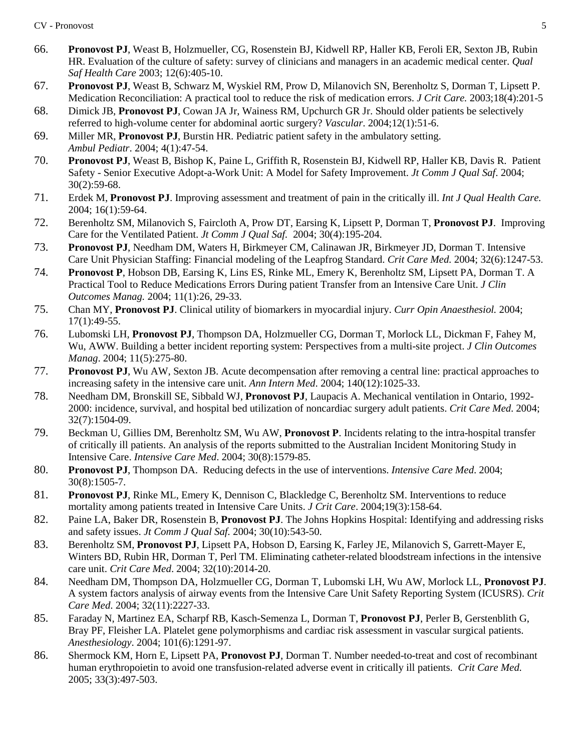66. **Pronovost PJ**, Weast B, Holzmueller, CG, Rosenstein BJ, Kidwell RP, Haller KB, Feroli ER, Sexton JB, Rubin HR. Evaluation of the culture of safety: survey of clinicians and managers in an academic medical center. *Qual Saf Health Care* 2003; 12(6):405-10.
67. **Pronovost PJ**, Weast B, Schwarz M, Wyskiel RM, Prow D, Milanovich SN, Berenholtz S, Dorman T, Lipsett P. Medication Reconciliation: A practical tool to reduce the risk of medication errors. *J Crit Care.* 2003;18(4):201-5
68. Dimick JB, **Pronovost PJ**, Cowan JA Jr, Wainess RM, Upchurch GR Jr. Should older patients be selectively referred to high-volume center for abdominal aortic surgery? *Vascular*. 2004;12(1):51-6.
69. Miller MR, **Pronovost PJ**, Burstin HR. Pediatric patient safety in the ambulatory setting. *Ambul Pediatr*. 2004; 4(1):47-54.
70. **Pronovost PJ**, Weast B, Bishop K, Paine L, Griffith R, Rosenstein BJ, Kidwell RP, Haller KB, Davis R. Patient Safety - Senior Executive Adopt-a-Work Unit: A Model for Safety Improvement. *Jt Comm J Qual Saf*. 2004; 30(2):59-68.
71. Erdek M, **Pronovost PJ**. Improving assessment and treatment of pain in the critically ill. *Int J Qual Health Care.* 2004; 16(1):59-64.
72. Berenholtz SM, Milanovich S, Faircloth A, Prow DT, Earsing K, Lipsett P, Dorman T, **Pronovost PJ**. Improving Care for the Ventilated Patient. *Jt Comm J Qual Saf.* 2004; 30(4):195-204.
73. **Pronovost PJ**, Needham DM, Waters H, Birkmeyer CM, Calinawan JR, Birkmeyer JD, Dorman T. Intensive Care Unit Physician Staffing: Financial modeling of the Leapfrog Standard. *Crit Care Med.* 2004; 32(6):1247-53.
74. **Pronovost P**, Hobson DB, Earsing K, Lins ES, Rinke ML, Emery K, Berenholtz SM, Lipsett PA, Dorman T. A Practical Tool to Reduce Medications Errors During patient Transfer from an Intensive Care Unit. *J Clin Outcomes Manag.* 2004; 11(1):26, 29-33.
75. Chan MY, **Pronovost PJ**. Clinical utility of biomarkers in myocardial injury. *Curr Opin Anaesthesiol.* 2004; 17(1):49-55.
76. Lubomski LH, **Pronovost PJ**, Thompson DA, Holzmueller CG, Dorman T, Morlock LL, Dickman F, Fahey M, Wu, AWW. Building a better incident reporting system: Perspectives from a multi-site project. *J Clin Outcomes Manag*. 2004; 11(5):275-80.
77. **Pronovost PJ**, Wu AW, Sexton JB. Acute decompensation after removing a central line: practical approaches to increasing safety in the intensive care unit. *Ann Intern Med*. 2004; 140(12):1025-33.
78. Needham DM, Bronskill SE, Sibbald WJ, **Pronovost PJ**, Laupacis A. Mechanical ventilation in Ontario, 1992-2000: incidence, survival, and hospital bed utilization of noncardiac surgery adult patients. *Crit Care Med*. 2004; 32(7):1504-09.
79. Beckman U, Gillies DM, Berenholtz SM, Wu AW, **Pronovost P**. Incidents relating to the intra-hospital transfer of critically ill patients. An analysis of the reports submitted to the Australian Incident Monitoring Study in Intensive Care. *Intensive Care Med*. 2004; 30(8):1579-85.
80. **Pronovost PJ**, Thompson DA. Reducing defects in the use of interventions. *Intensive Care Med*. 2004; 30(8):1505-7.
81. **Pronovost PJ**, Rinke ML, Emery K, Dennison C, Blackledge C, Berenholtz SM. Interventions to reduce mortality among patients treated in Intensive Care Units. *J Crit Care*. 2004;19(3):158-64.
82. Paine LA, Baker DR, Rosenstein B, **Pronovost PJ**. The Johns Hopkins Hospital: Identifying and addressing risks and safety issues. *Jt Comm J Qual Saf.* 2004; 30(10):543-50.
83. Berenholtz SM, **Pronovost PJ**, Lipsett PA, Hobson D, Earsing K, Farley JE, Milanovich S, Garrett-Mayer E, Winters BD, Rubin HR, Dorman T, Perl TM. Eliminating catheter-related bloodstream infections in the intensive care unit. *Crit Care Med*. 2004; 32(10):2014-20.
84. Needham DM, Thompson DA, Holzmueller CG, Dorman T, Lubomski LH, Wu AW, Morlock LL, **Pronovost PJ**. A system factors analysis of airway events from the Intensive Care Unit Safety Reporting System (ICUSRS). *Crit Care Med*. 2004; 32(11):2227-33.
85. Faraday N, Martinez EA, Scharpf RB, Kasch-Semenza L, Dorman T, **Pronovost PJ**, Perler B, Gerstenblith G, Bray PF, Fleisher LA. Platelet gene polymorphisms and cardiac risk assessment in vascular surgical patients. *Anesthesiology*. 2004; 101(6):1291-97.
86. Shermock KM, Horn E, Lipsett PA, **Pronovost PJ**, Dorman T. Number needed-to-treat and cost of recombinant human erythropoietin to avoid one transfusion-related adverse event in critically ill patients. *Crit Care Med.* 2005; 33(3):497-503.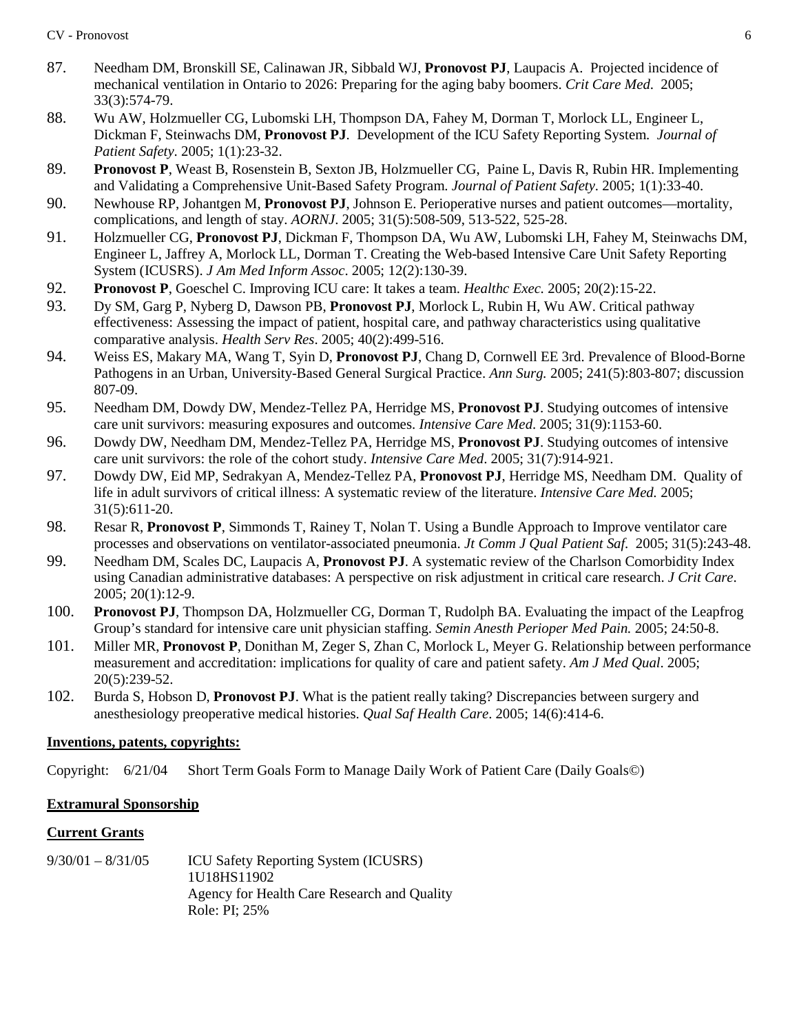87. Needham DM, Bronskill SE, Calinawan JR, Sibbald WJ, **Pronovost PJ**, Laupacis A. Projected incidence of mechanical ventilation in Ontario to 2026: Preparing for the aging baby boomers. *Crit Care Med*. 2005; 33(3):574-79.
88. Wu AW, Holzmueller CG, Lubomski LH, Thompson DA, Fahey M, Dorman T, Morlock LL, Engineer L, Dickman F, Steinwachs DM, **Pronovost PJ**. Development of the ICU Safety Reporting System. *Journal of Patient Safety*. 2005; 1(1):23-32.
89. **Pronovost P**, Weast B, Rosenstein B, Sexton JB, Holzmueller CG, Paine L, Davis R, Rubin HR. Implementing and Validating a Comprehensive Unit-Based Safety Program. *Journal of Patient Safety*. 2005; 1(1):33-40.
90. Newhouse RP, Johantgen M, **Pronovost PJ**, Johnson E. Perioperative nurses and patient outcomes—mortality, complications, and length of stay. *AORNJ*. 2005; 31(5):508-509, 513-522, 525-28.
91. Holzmueller CG, **Pronovost PJ**, Dickman F, Thompson DA, Wu AW, Lubomski LH, Fahey M, Steinwachs DM, Engineer L, Jaffrey A, Morlock LL, Dorman T. Creating the Web-based Intensive Care Unit Safety Reporting System (ICUSRS). *J Am Med Inform Assoc*. 2005; 12(2):130-39.
92. **Pronovost P**, Goeschel C. Improving ICU care: It takes a team. *Healthc Exec.* 2005; 20(2):15-22.
93. Dy SM, Garg P, Nyberg D, Dawson PB, **Pronovost PJ**, Morlock L, Rubin H, Wu AW. Critical pathway effectiveness: Assessing the impact of patient, hospital care, and pathway characteristics using qualitative comparative analysis. *Health Serv Res*. 2005; 40(2):499-516.
94. Weiss ES, Makary MA, Wang T, Syin D, **Pronovost PJ**, Chang D, Cornwell EE 3rd. Prevalence of Blood-Borne Pathogens in an Urban, University-Based General Surgical Practice. *Ann Surg.* 2005; 241(5):803-807; discussion 807-09.
95. Needham DM, Dowdy DW, Mendez-Tellez PA, Herridge MS, **Pronovost PJ**. Studying outcomes of intensive care unit survivors: measuring exposures and outcomes. *Intensive Care Med*. 2005; 31(9):1153-60.
96. Dowdy DW, Needham DM, Mendez-Tellez PA, Herridge MS, **Pronovost PJ**. Studying outcomes of intensive care unit survivors: the role of the cohort study. *Intensive Care Med*. 2005; 31(7):914-921.
97. Dowdy DW, Eid MP, Sedrakyan A, Mendez-Tellez PA, **Pronovost PJ**, Herridge MS, Needham DM. Quality of life in adult survivors of critical illness: A systematic review of the literature. *Intensive Care Med.* 2005; 31(5):611-20.
98. Resar R, **Pronovost P**, Simmonds T, Rainey T, Nolan T. Using a Bundle Approach to Improve ventilator care processes and observations on ventilator-associated pneumonia. *Jt Comm J Qual Patient Saf.* 2005; 31(5):243-48.
99. Needham DM, Scales DC, Laupacis A, **Pronovost PJ**. A systematic review of the Charlson Comorbidity Index using Canadian administrative databases: A perspective on risk adjustment in critical care research. *J Crit Care*. 2005; 20(1):12-9.
100. **Pronovost PJ**, Thompson DA, Holzmueller CG, Dorman T, Rudolph BA. Evaluating the impact of the Leapfrog Group's standard for intensive care unit physician staffing. *Semin Anesth Perioper Med Pain.* 2005; 24:50-8.
101. Miller MR, **Pronovost P**, Donithan M, Zeger S, Zhan C, Morlock L, Meyer G. Relationship between performance measurement and accreditation: implications for quality of care and patient safety. *Am J Med Qual*. 2005; 20(5):239-52.
102. Burda S, Hobson D, **Pronovost PJ**. What is the patient really taking? Discrepancies between surgery and anesthesiology preoperative medical histories. *Qual Saf Health Care*. 2005; 14(6):414-6.

**Inventions, patents, copyrights:**

Copyright: 6/21/04 Short Term Goals Form to Manage Daily Work of Patient Care (Daily Goals©)

**Extramural Sponsorship**

**Current Grants**

9/30/01 – 8/31/05 ICU Safety Reporting System (ICUSRS)
1U18HS11902
Agency for Health Care Research and Quality
Role: PI; 25%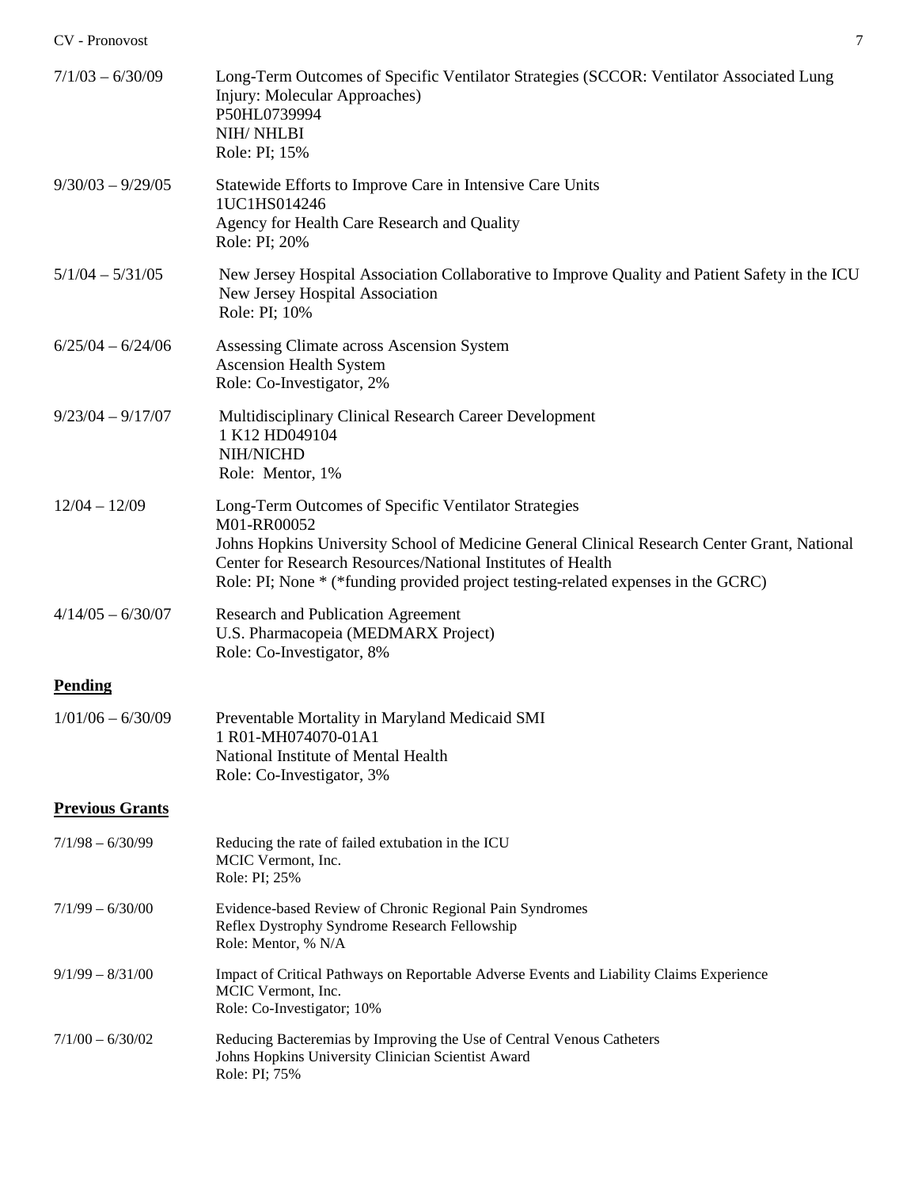7/1/03 – 6/30/09 Long-Term Outcomes of Specific Ventilator Strategies (SCCOR: Ventilator Associated Lung Injury: Molecular Approaches)
P50HL0739994
NIH/ NHLBI
Role: PI; 15%

9/30/03 – 9/29/05 Statewide Efforts to Improve Care in Intensive Care Units
1UC1HS014246
Agency for Health Care Research and Quality
Role: PI; 20%

5/1/04 – 5/31/05 New Jersey Hospital Association Collaborative to Improve Quality and Patient Safety in the ICU
New Jersey Hospital Association
Role: PI; 10%

6/25/04 – 6/24/06 Assessing Climate across Ascension System
Ascension Health System
Role: Co-Investigator, 2%

9/23/04 – 9/17/07 Multidisciplinary Clinical Research Career Development
1 K12 HD049104
NIH/NICHD
Role: Mentor, 1%

12/04 – 12/09 Long-Term Outcomes of Specific Ventilator Strategies
M01-RR00052
Johns Hopkins University School of Medicine General Clinical Research Center Grant, National Center for Research Resources/National Institutes of Health
Role: PI; None * (*funding provided project testing-related expenses in the GCRC)

4/14/05 – 6/30/07 Research and Publication Agreement
U.S. Pharmacopeia (MEDMARX Project)
Role: Co-Investigator, 8%

**Pending**

1/01/06 – 6/30/09 Preventable Mortality in Maryland Medicaid SMI
1 R01-MH074070-01A1
National Institute of Mental Health
Role: Co-Investigator, 3%

**Previous Grants**

7/1/98 – 6/30/99 Reducing the rate of failed extubation in the ICU
MCIC Vermont, Inc.
Role: PI; 25%

7/1/99 – 6/30/00 Evidence-based Review of Chronic Regional Pain Syndromes
Reflex Dystrophy Syndrome Research Fellowship
Role: Mentor, % N/A

9/1/99 – 8/31/00 Impact of Critical Pathways on Reportable Adverse Events and Liability Claims Experience
MCIC Vermont, Inc.
Role: Co-Investigator; 10%

7/1/00 – 6/30/02 Reducing Bacteremias by Improving the Use of Central Venous Catheters
Johns Hopkins University Clinician Scientist Award
Role: PI; 75%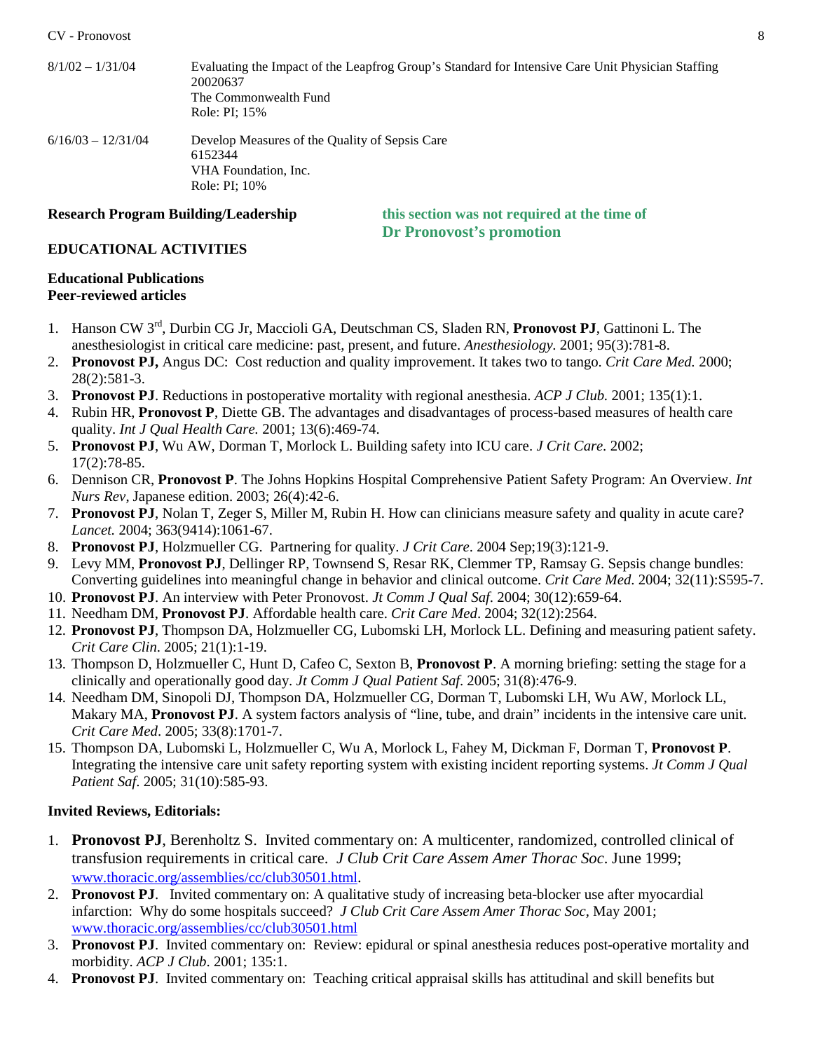| | |
|---|---|
| 8/1/02 – 1/31/04 | Evaluating the Impact of the Leapfrog Group's Standard for Intensive Care Unit Physician Staffing<br>20020637<br>The Commonwealth Fund<br>Role: PI; 15% |
| 6/16/03 – 12/31/04 | Develop Measures of the Quality of Sepsis Care<br>6152344<br>VHA Foundation, Inc.<br>Role: PI; 10% |

**Research Program Building/Leadership** **this section was not required at the time of Dr Pronovost's promotion**

## EDUCATIONAL ACTIVITIES

### Educational Publications

**Peer-reviewed articles**

1. Hanson CW 3rd, Durbin CG Jr, Maccioli GA, Deutschman CS, Sladen RN, **Pronovost PJ**, Gattinoni L. The anesthesiologist in critical care medicine: past, present, and future. *Anesthesiology.* 2001; 95(3):781-8.
2. **Pronovost PJ,** Angus DC: Cost reduction and quality improvement. It takes two to tango. *Crit Care Med.* 2000; 28(2):581-3.
3. **Pronovost PJ**. Reductions in postoperative mortality with regional anesthesia. *ACP J Club.* 2001; 135(1):1.
4. Rubin HR, **Pronovost P**, Diette GB. The advantages and disadvantages of process-based measures of health care quality. *Int J Qual Health Care.* 2001; 13(6):469-74.
5. **Pronovost PJ**, Wu AW, Dorman T, Morlock L. Building safety into ICU care. *J Crit Care.* 2002; 17(2):78-85.
6. Dennison CR, **Pronovost P**. The Johns Hopkins Hospital Comprehensive Patient Safety Program: An Overview. *Int Nurs Rev*, Japanese edition. 2003; 26(4):42-6.
7. **Pronovost PJ**, Nolan T, Zeger S, Miller M, Rubin H. How can clinicians measure safety and quality in acute care? *Lancet.* 2004; 363(9414):1061-67.
8. **Pronovost PJ**, Holzmueller CG. Partnering for quality. *J Crit Care*. 2004 Sep;19(3):121-9.
9. Levy MM, **Pronovost PJ**, Dellinger RP, Townsend S, Resar RK, Clemmer TP, Ramsay G. Sepsis change bundles: Converting guidelines into meaningful change in behavior and clinical outcome. *Crit Care Med*. 2004; 32(11):S595-7.
10. **Pronovost PJ**. An interview with Peter Pronovost. *Jt Comm J Qual Saf*. 2004; 30(12):659-64.
11. Needham DM, **Pronovost PJ**. Affordable health care. *Crit Care Med*. 2004; 32(12):2564.
12. **Pronovost PJ**, Thompson DA, Holzmueller CG, Lubomski LH, Morlock LL. Defining and measuring patient safety. *Crit Care Clin*. 2005; 21(1):1-19.
13. Thompson D, Holzmueller C, Hunt D, Cafeo C, Sexton B, **Pronovost P**. A morning briefing: setting the stage for a clinically and operationally good day. *Jt Comm J Qual Patient Saf*. 2005; 31(8):476-9.
14. Needham DM, Sinopoli DJ, Thompson DA, Holzmueller CG, Dorman T, Lubomski LH, Wu AW, Morlock LL, Makary MA, **Pronovost PJ**. A system factors analysis of "line, tube, and drain" incidents in the intensive care unit. *Crit Care Med*. 2005; 33(8):1701-7.
15. Thompson DA, Lubomski L, Holzmueller C, Wu A, Morlock L, Fahey M, Dickman F, Dorman T, **Pronovost P**. Integrating the intensive care unit safety reporting system with existing incident reporting systems. *Jt Comm J Qual Patient Saf*. 2005; 31(10):585-93.

**Invited Reviews, Editorials:**

1. **Pronovost PJ**, Berenholtz S. Invited commentary on: A multicenter, randomized, controlled clinical of transfusion requirements in critical care. *J Club Crit Care Assem Amer Thorac Soc*. June 1999; www.thoracic.org/assemblies/cc/club30501.html.
2. **Pronovost PJ**. Invited commentary on: A qualitative study of increasing beta-blocker use after myocardial infarction: Why do some hospitals succeed? *J Club Crit Care Assem Amer Thorac Soc*, May 2001; www.thoracic.org/assemblies/cc/club30501.html
3. **Pronovost PJ**. Invited commentary on: Review: epidural or spinal anesthesia reduces post-operative mortality and morbidity. *ACP J Club*. 2001; 135:1.
4. **Pronovost PJ**. Invited commentary on: Teaching critical appraisal skills has attitudinal and skill benefits but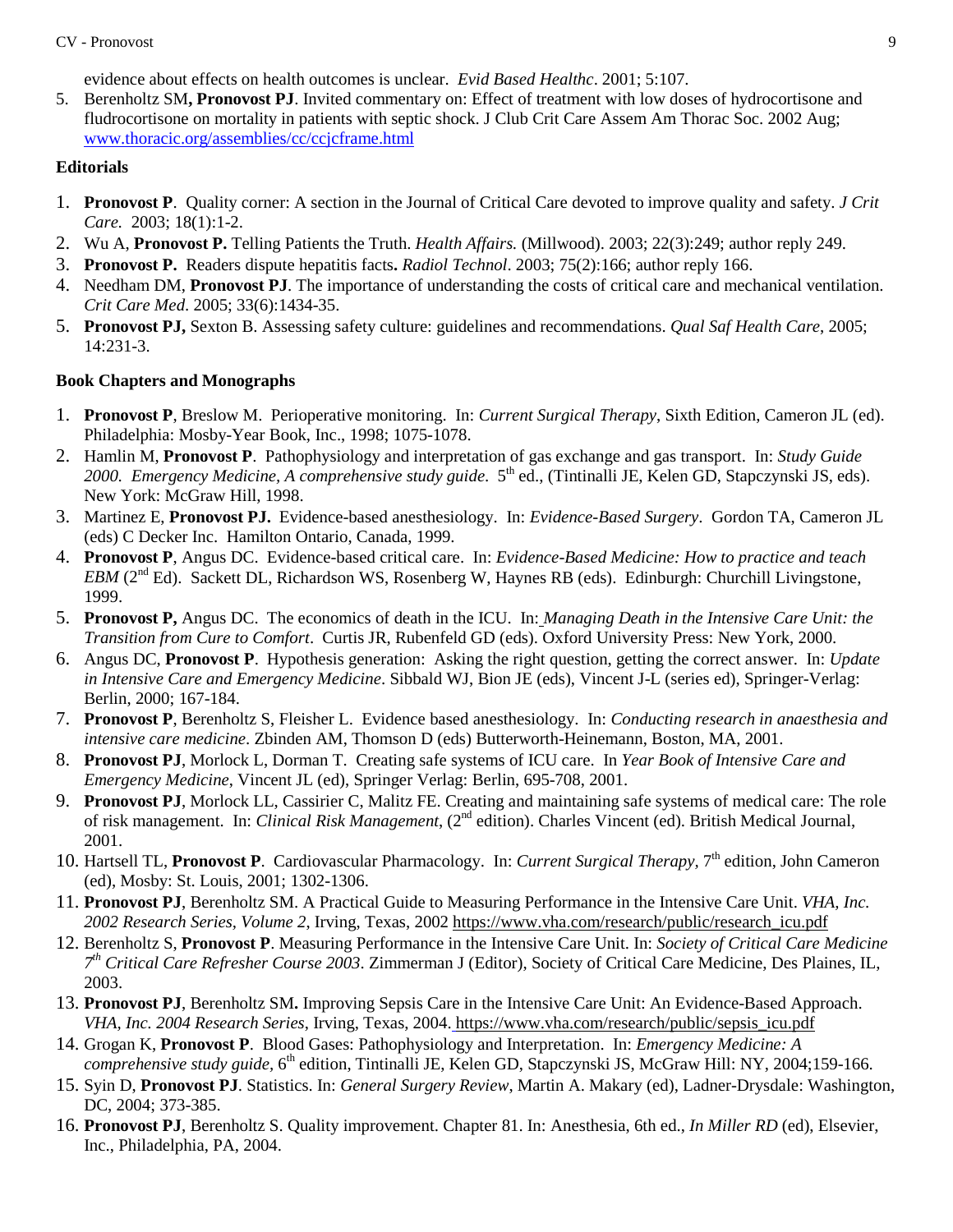evidence about effects on health outcomes is unclear. *Evid Based Healthc*. 2001; 5:107.

5. Berenholtz SM**, Pronovost PJ**. Invited commentary on: Effect of treatment with low doses of hydrocortisone and fludrocortisone on mortality in patients with septic shock. J Club Crit Care Assem Am Thorac Soc. 2002 Aug; www.thoracic.org/assemblies/cc/ccjcframe.html

### Editorials

1. **Pronovost P**. Quality corner: A section in the Journal of Critical Care devoted to improve quality and safety. *J Crit Care.* 2003; 18(1):1-2.
2. Wu A, **Pronovost P.** Telling Patients the Truth. *Health Affairs.* (Millwood). 2003; 22(3):249; author reply 249.
3. **Pronovost P.** Readers dispute hepatitis facts**.** *Radiol Technol*. 2003; 75(2):166; author reply 166.
4. Needham DM, **Pronovost PJ**. The importance of understanding the costs of critical care and mechanical ventilation. *Crit Care Med*. 2005; 33(6):1434-35.
5. **Pronovost PJ,** Sexton B. Assessing safety culture: guidelines and recommendations. *Qual Saf Health Care*, 2005; 14:231-3.

### Book Chapters and Monographs

1. **Pronovost P**, Breslow M. Perioperative monitoring. In: *Current Surgical Therapy*, Sixth Edition, Cameron JL (ed). Philadelphia: Mosby-Year Book, Inc., 1998; 1075-1078.
2. Hamlin M, **Pronovost P**. Pathophysiology and interpretation of gas exchange and gas transport. In: *Study Guide 2000. Emergency Medicine, A comprehensive study guide.* 5th ed., (Tintinalli JE, Kelen GD, Stapczynski JS, eds). New York: McGraw Hill, 1998.
3. Martinez E, **Pronovost PJ.** Evidence-based anesthesiology. In: *Evidence-Based Surgery*. Gordon TA, Cameron JL (eds) C Decker Inc. Hamilton Ontario, Canada, 1999.
4. **Pronovost P**, Angus DC. Evidence-based critical care. In: *Evidence-Based Medicine: How to practice and teach EBM* (2nd Ed). Sackett DL, Richardson WS, Rosenberg W, Haynes RB (eds). Edinburgh: Churchill Livingstone, 1999.
5. **Pronovost P,** Angus DC. The economics of death in the ICU. In: *Managing Death in the Intensive Care Unit: the Transition from Cure to Comfort*. Curtis JR, Rubenfeld GD (eds). Oxford University Press: New York, 2000.
6. Angus DC, **Pronovost P**. Hypothesis generation: Asking the right question, getting the correct answer. In: *Update in Intensive Care and Emergency Medicine*. Sibbald WJ, Bion JE (eds), Vincent J-L (series ed), Springer-Verlag: Berlin, 2000; 167-184.
7. **Pronovost P**, Berenholtz S, Fleisher L. Evidence based anesthesiology. In: *Conducting research in anaesthesia and intensive care medicine*. Zbinden AM, Thomson D (eds) Butterworth-Heinemann, Boston, MA, 2001.
8. **Pronovost PJ**, Morlock L, Dorman T. Creating safe systems of ICU care. In *Year Book of Intensive Care and Emergency Medicine*, Vincent JL (ed), Springer Verlag: Berlin, 695-708, 2001.
9. **Pronovost PJ**, Morlock LL, Cassirier C, Malitz FE. Creating and maintaining safe systems of medical care: The role of risk management. In: *Clinical Risk Management*, (2nd edition). Charles Vincent (ed). British Medical Journal, 2001.
10. Hartsell TL, **Pronovost P**. Cardiovascular Pharmacology. In: *Current Surgical Therapy*, 7th edition, John Cameron (ed), Mosby: St. Louis, 2001; 1302-1306.
11. **Pronovost PJ**, Berenholtz SM. A Practical Guide to Measuring Performance in the Intensive Care Unit. *VHA, Inc. 2002 Research Series, Volume 2*, Irving, Texas, 2002 https://www.vha.com/research/public/research_icu.pdf
12. Berenholtz S, **Pronovost P**. Measuring Performance in the Intensive Care Unit. In: *Society of Critical Care Medicine 7th Critical Care Refresher Course 2003*. Zimmerman J (Editor), Society of Critical Care Medicine, Des Plaines, IL, 2003.
13. **Pronovost PJ**, Berenholtz SM**.** Improving Sepsis Care in the Intensive Care Unit: An Evidence-Based Approach. *VHA, Inc. 2004 Research Series*, Irving, Texas, 2004. https://www.vha.com/research/public/sepsis_icu.pdf
14. Grogan K, **Pronovost P**. Blood Gases: Pathophysiology and Interpretation. In: *Emergency Medicine: A comprehensive study guide*, 6th edition, Tintinalli JE, Kelen GD, Stapczynski JS, McGraw Hill: NY, 2004;159-166.
15. Syin D, **Pronovost PJ**. Statistics. In: *General Surgery Review*, Martin A. Makary (ed), Ladner-Drysdale: Washington, DC, 2004; 373-385.
16. **Pronovost PJ**, Berenholtz S. Quality improvement. Chapter 81. In: Anesthesia, 6th ed., *In Miller RD* (ed), Elsevier, Inc., Philadelphia, PA, 2004.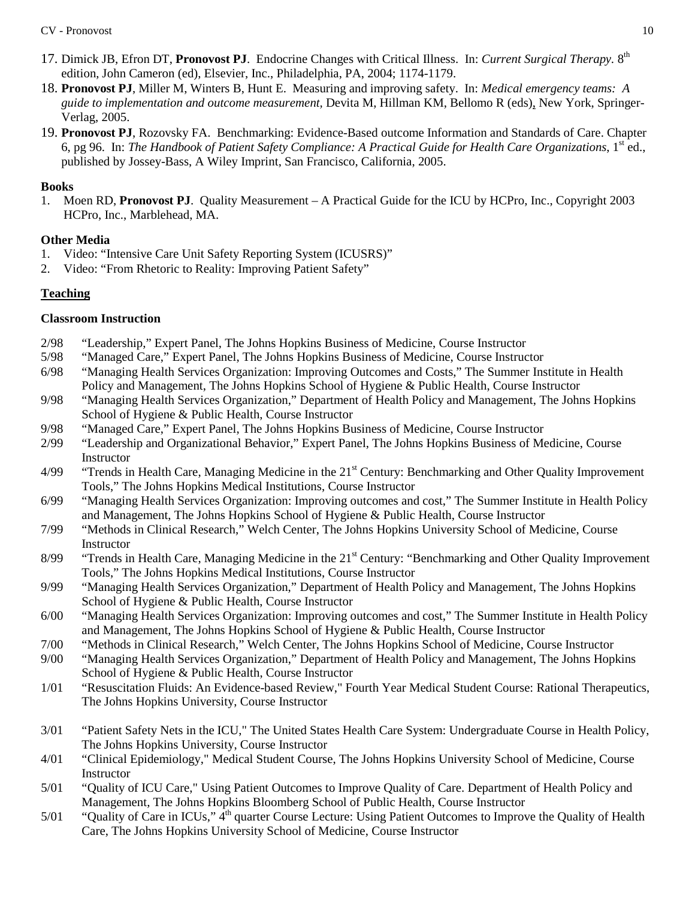17. Dimick JB, Efron DT, **Pronovost PJ**. Endocrine Changes with Critical Illness. In: *Current Surgical Therapy.* 8th edition, John Cameron (ed), Elsevier, Inc., Philadelphia, PA, 2004; 1174-1179.
18. **Pronovost PJ**, Miller M, Winters B, Hunt E. Measuring and improving safety. In: *Medical emergency teams: A guide to implementation and outcome measurement*, Devita M, Hillman KM, Bellomo R (eds), New York, Springer-Verlag, 2005.
19. **Pronovost PJ**, Rozovsky FA. Benchmarking: Evidence-Based outcome Information and Standards of Care. Chapter 6, pg 96. In: *The Handbook of Patient Safety Compliance: A Practical Guide for Health Care Organizations*, 1st ed., published by Jossey-Bass, A Wiley Imprint, San Francisco, California, 2005.

**Books**

1. Moen RD, **Pronovost PJ**. Quality Measurement – A Practical Guide for the ICU by HCPro, Inc., Copyright 2003 HCPro, Inc., Marblehead, MA.

**Other Media**

1. Video: "Intensive Care Unit Safety Reporting System (ICUSRS)"
2. Video: "From Rhetoric to Reality: Improving Patient Safety"

## Teaching

**Classroom Instruction**

- 2/98 "Leadership," Expert Panel, The Johns Hopkins Business of Medicine, Course Instructor
- 5/98 "Managed Care," Expert Panel, The Johns Hopkins Business of Medicine, Course Instructor
- 6/98 "Managing Health Services Organization: Improving Outcomes and Costs," The Summer Institute in Health Policy and Management, The Johns Hopkins School of Hygiene & Public Health, Course Instructor
- 9/98 "Managing Health Services Organization," Department of Health Policy and Management, The Johns Hopkins School of Hygiene & Public Health, Course Instructor
- 9/98 "Managed Care," Expert Panel, The Johns Hopkins Business of Medicine, Course Instructor
- 2/99 "Leadership and Organizational Behavior," Expert Panel, The Johns Hopkins Business of Medicine, Course Instructor
- 4/99 "Trends in Health Care, Managing Medicine in the 21st Century: Benchmarking and Other Quality Improvement Tools," The Johns Hopkins Medical Institutions, Course Instructor
- 6/99 "Managing Health Services Organization: Improving outcomes and cost," The Summer Institute in Health Policy and Management, The Johns Hopkins School of Hygiene & Public Health, Course Instructor
- 7/99 "Methods in Clinical Research," Welch Center, The Johns Hopkins University School of Medicine, Course Instructor
- 8/99 "Trends in Health Care, Managing Medicine in the 21st Century: "Benchmarking and Other Quality Improvement Tools," The Johns Hopkins Medical Institutions, Course Instructor
- 9/99 "Managing Health Services Organization," Department of Health Policy and Management, The Johns Hopkins School of Hygiene & Public Health, Course Instructor
- 6/00 "Managing Health Services Organization: Improving outcomes and cost," The Summer Institute in Health Policy and Management, The Johns Hopkins School of Hygiene & Public Health, Course Instructor
- 7/00 "Methods in Clinical Research," Welch Center, The Johns Hopkins School of Medicine, Course Instructor
- 9/00 "Managing Health Services Organization," Department of Health Policy and Management, The Johns Hopkins School of Hygiene & Public Health, Course Instructor
- 1/01 "Resuscitation Fluids: An Evidence-based Review," Fourth Year Medical Student Course: Rational Therapeutics, The Johns Hopkins University, Course Instructor
- 3/01 "Patient Safety Nets in the ICU," The United States Health Care System: Undergraduate Course in Health Policy, The Johns Hopkins University, Course Instructor
- 4/01 "Clinical Epidemiology," Medical Student Course, The Johns Hopkins University School of Medicine, Course Instructor
- 5/01 "Quality of ICU Care," Using Patient Outcomes to Improve Quality of Care. Department of Health Policy and Management, The Johns Hopkins Bloomberg School of Public Health, Course Instructor
- 5/01 "Quality of Care in ICUs," 4th quarter Course Lecture: Using Patient Outcomes to Improve the Quality of Health Care, The Johns Hopkins University School of Medicine, Course Instructor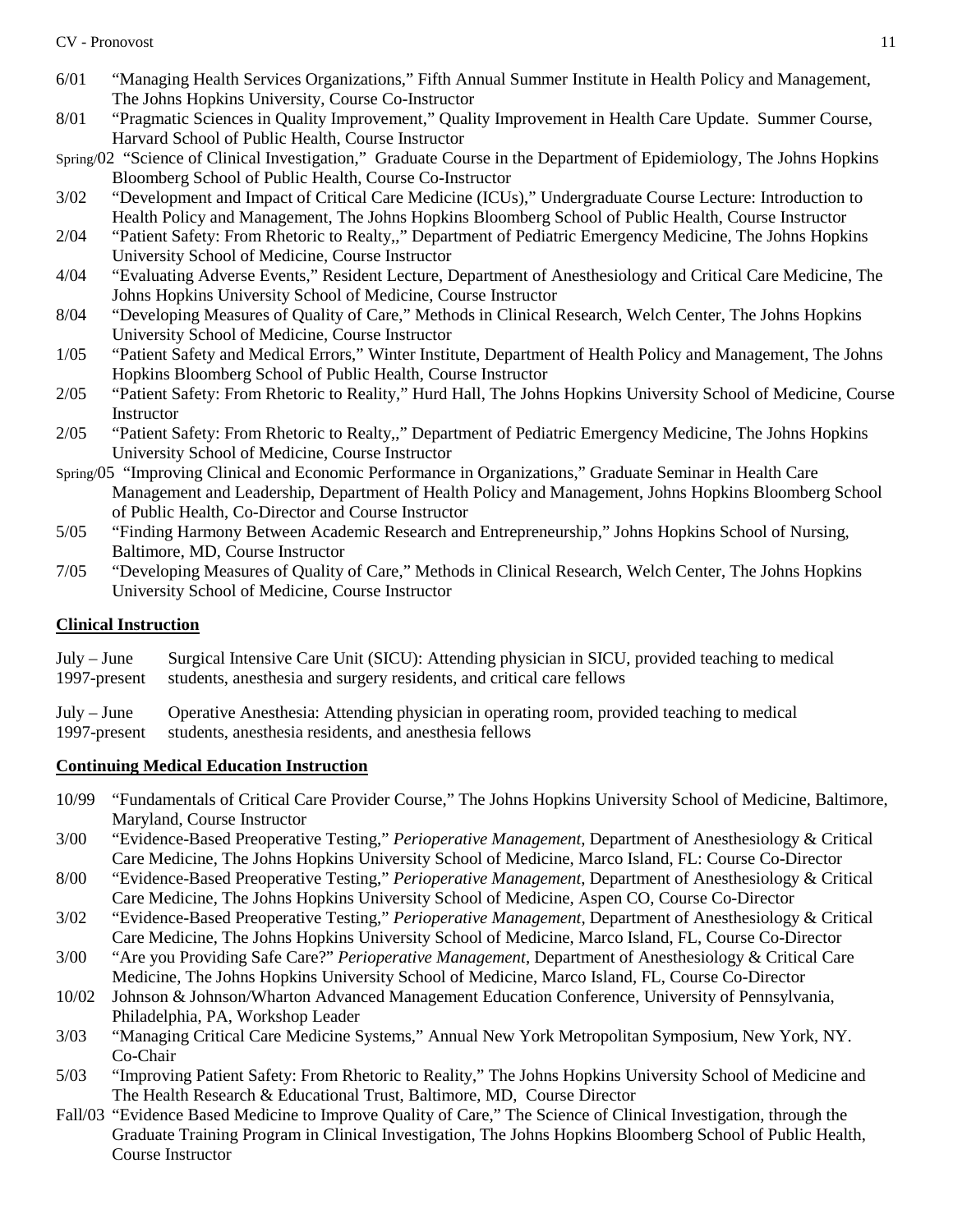6/01 “Managing Health Services Organizations,” Fifth Annual Summer Institute in Health Policy and Management, The Johns Hopkins University, Course Co-Instructor

8/01 “Pragmatic Sciences in Quality Improvement,” Quality Improvement in Health Care Update. Summer Course, Harvard School of Public Health, Course Instructor

Spring/02 “Science of Clinical Investigation,” Graduate Course in the Department of Epidemiology, The Johns Hopkins Bloomberg School of Public Health, Course Co-Instructor

3/02 “Development and Impact of Critical Care Medicine (ICUs),” Undergraduate Course Lecture: Introduction to Health Policy and Management, The Johns Hopkins Bloomberg School of Public Health, Course Instructor

2/04 “Patient Safety: From Rhetoric to Realty,,” Department of Pediatric Emergency Medicine, The Johns Hopkins University School of Medicine, Course Instructor

4/04 “Evaluating Adverse Events,” Resident Lecture, Department of Anesthesiology and Critical Care Medicine, The Johns Hopkins University School of Medicine, Course Instructor

8/04 “Developing Measures of Quality of Care,” Methods in Clinical Research, Welch Center, The Johns Hopkins University School of Medicine, Course Instructor

1/05 “Patient Safety and Medical Errors,” Winter Institute, Department of Health Policy and Management, The Johns Hopkins Bloomberg School of Public Health, Course Instructor

2/05 “Patient Safety: From Rhetoric to Reality,” Hurd Hall, The Johns Hopkins University School of Medicine, Course Instructor

2/05 “Patient Safety: From Rhetoric to Realty,,” Department of Pediatric Emergency Medicine, The Johns Hopkins University School of Medicine, Course Instructor

Spring/05 “Improving Clinical and Economic Performance in Organizations,” Graduate Seminar in Health Care Management and Leadership, Department of Health Policy and Management, Johns Hopkins Bloomberg School of Public Health, Co-Director and Course Instructor

5/05 “Finding Harmony Between Academic Research and Entrepreneurship,” Johns Hopkins School of Nursing, Baltimore, MD, Course Instructor

7/05 “Developing Measures of Quality of Care,” Methods in Clinical Research, Welch Center, The Johns Hopkins University School of Medicine, Course Instructor

**Clinical Instruction**

July – June 1997-present Surgical Intensive Care Unit (SICU): Attending physician in SICU, provided teaching to medical students, anesthesia and surgery residents, and critical care fellows

July – June 1997-present Operative Anesthesia: Attending physician in operating room, provided teaching to medical students, anesthesia residents, and anesthesia fellows

**Continuing Medical Education Instruction**

10/99 “Fundamentals of Critical Care Provider Course,” The Johns Hopkins University School of Medicine, Baltimore, Maryland, Course Instructor

3/00 “Evidence-Based Preoperative Testing,” *Perioperative Management*, Department of Anesthesiology & Critical Care Medicine, The Johns Hopkins University School of Medicine, Marco Island, FL: Course Co-Director

8/00 “Evidence-Based Preoperative Testing,” *Perioperative Management*, Department of Anesthesiology & Critical Care Medicine, The Johns Hopkins University School of Medicine, Aspen CO, Course Co-Director

3/02 “Evidence-Based Preoperative Testing,” *Perioperative Management*, Department of Anesthesiology & Critical Care Medicine, The Johns Hopkins University School of Medicine, Marco Island, FL, Course Co-Director

3/00 “Are you Providing Safe Care?” *Perioperative Management*, Department of Anesthesiology & Critical Care Medicine, The Johns Hopkins University School of Medicine, Marco Island, FL, Course Co-Director

10/02 Johnson & Johnson/Wharton Advanced Management Education Conference, University of Pennsylvania, Philadelphia, PA, Workshop Leader

3/03 “Managing Critical Care Medicine Systems,” Annual New York Metropolitan Symposium, New York, NY. Co-Chair

5/03 “Improving Patient Safety: From Rhetoric to Reality,” The Johns Hopkins University School of Medicine and The Health Research & Educational Trust, Baltimore, MD, Course Director

Fall/03 “Evidence Based Medicine to Improve Quality of Care,” The Science of Clinical Investigation, through the Graduate Training Program in Clinical Investigation, The Johns Hopkins Bloomberg School of Public Health, Course Instructor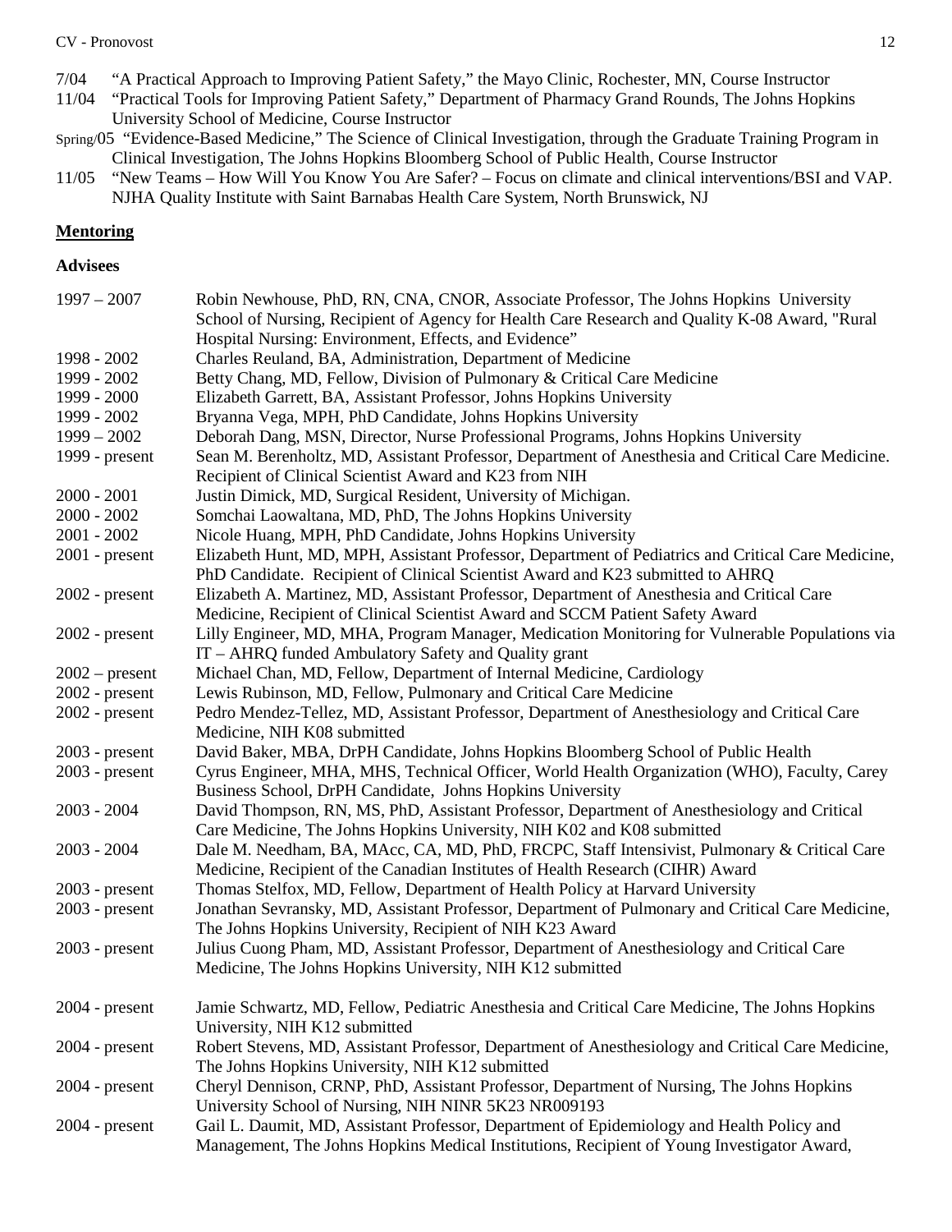7/04 "A Practical Approach to Improving Patient Safety," the Mayo Clinic, Rochester, MN, Course Instructor

11/04 "Practical Tools for Improving Patient Safety," Department of Pharmacy Grand Rounds, The Johns Hopkins University School of Medicine, Course Instructor

Spring/05 "Evidence-Based Medicine," The Science of Clinical Investigation, through the Graduate Training Program in Clinical Investigation, The Johns Hopkins Bloomberg School of Public Health, Course Instructor

11/05 "New Teams – How Will You Know You Are Safer? – Focus on climate and clinical interventions/BSI and VAP. NJHA Quality Institute with Saint Barnabas Health Care System, North Brunswick, NJ

## Mentoring

### Advisees

| | |
|---|---|
| 1997 – 2007 | Robin Newhouse, PhD, RN, CNA, CNOR, Associate Professor, The Johns Hopkins University School of Nursing, Recipient of Agency for Health Care Research and Quality K-08 Award, "Rural Hospital Nursing: Environment, Effects, and Evidence" |
| 1998 - 2002 | Charles Reuland, BA, Administration, Department of Medicine |
| 1999 - 2002 | Betty Chang, MD, Fellow, Division of Pulmonary & Critical Care Medicine |
| 1999 - 2000 | Elizabeth Garrett, BA, Assistant Professor, Johns Hopkins University |
| 1999 - 2002 | Bryanna Vega, MPH, PhD Candidate, Johns Hopkins University |
| 1999 – 2002 | Deborah Dang, MSN, Director, Nurse Professional Programs, Johns Hopkins University |
| 1999 - present | Sean M. Berenholtz, MD, Assistant Professor, Department of Anesthesia and Critical Care Medicine. Recipient of Clinical Scientist Award and K23 from NIH |
| 2000 - 2001 | Justin Dimick, MD, Surgical Resident, University of Michigan. |
| 2000 - 2002 | Somchai Laowaltana, MD, PhD, The Johns Hopkins University |
| 2001 - 2002 | Nicole Huang, MPH, PhD Candidate, Johns Hopkins University |
| 2001 - present | Elizabeth Hunt, MD, MPH, Assistant Professor, Department of Pediatrics and Critical Care Medicine, PhD Candidate. Recipient of Clinical Scientist Award and K23 submitted to AHRQ |
| 2002 - present | Elizabeth A. Martinez, MD, Assistant Professor, Department of Anesthesia and Critical Care Medicine, Recipient of Clinical Scientist Award and SCCM Patient Safety Award |
| 2002 - present | Lilly Engineer, MD, MHA, Program Manager, Medication Monitoring for Vulnerable Populations via IT – AHRQ funded Ambulatory Safety and Quality grant |
| 2002 – present | Michael Chan, MD, Fellow, Department of Internal Medicine, Cardiology |
| 2002 - present | Lewis Rubinson, MD, Fellow, Pulmonary and Critical Care Medicine |
| 2002 - present | Pedro Mendez-Tellez, MD, Assistant Professor, Department of Anesthesiology and Critical Care Medicine, NIH K08 submitted |
| 2003 - present | David Baker, MBA, DrPH Candidate, Johns Hopkins Bloomberg School of Public Health |
| 2003 - present | Cyrus Engineer, MHA, MHS, Technical Officer, World Health Organization (WHO), Faculty, Carey Business School, DrPH Candidate, Johns Hopkins University |
| 2003 - 2004 | David Thompson, RN, MS, PhD, Assistant Professor, Department of Anesthesiology and Critical Care Medicine, The Johns Hopkins University, NIH K02 and K08 submitted |
| 2003 - 2004 | Dale M. Needham, BA, MAcc, CA, MD, PhD, FRCPC, Staff Intensivist, Pulmonary & Critical Care Medicine, Recipient of the Canadian Institutes of Health Research (CIHR) Award |
| 2003 - present | Thomas Stelfox, MD, Fellow, Department of Health Policy at Harvard University |
| 2003 - present | Jonathan Sevransky, MD, Assistant Professor, Department of Pulmonary and Critical Care Medicine, The Johns Hopkins University, Recipient of NIH K23 Award |
| 2003 - present | Julius Cuong Pham, MD, Assistant Professor, Department of Anesthesiology and Critical Care Medicine, The Johns Hopkins University, NIH K12 submitted |
| 2004 - present | Jamie Schwartz, MD, Fellow, Pediatric Anesthesia and Critical Care Medicine, The Johns Hopkins University, NIH K12 submitted |
| 2004 - present | Robert Stevens, MD, Assistant Professor, Department of Anesthesiology and Critical Care Medicine, The Johns Hopkins University, NIH K12 submitted |
| 2004 - present | Cheryl Dennison, CRNP, PhD, Assistant Professor, Department of Nursing, The Johns Hopkins University School of Nursing, NIH NINR 5K23 NR009193 |
| 2004 - present | Gail L. Daumit, MD, Assistant Professor, Department of Epidemiology and Health Policy and Management, The Johns Hopkins Medical Institutions, Recipient of Young Investigator Award, |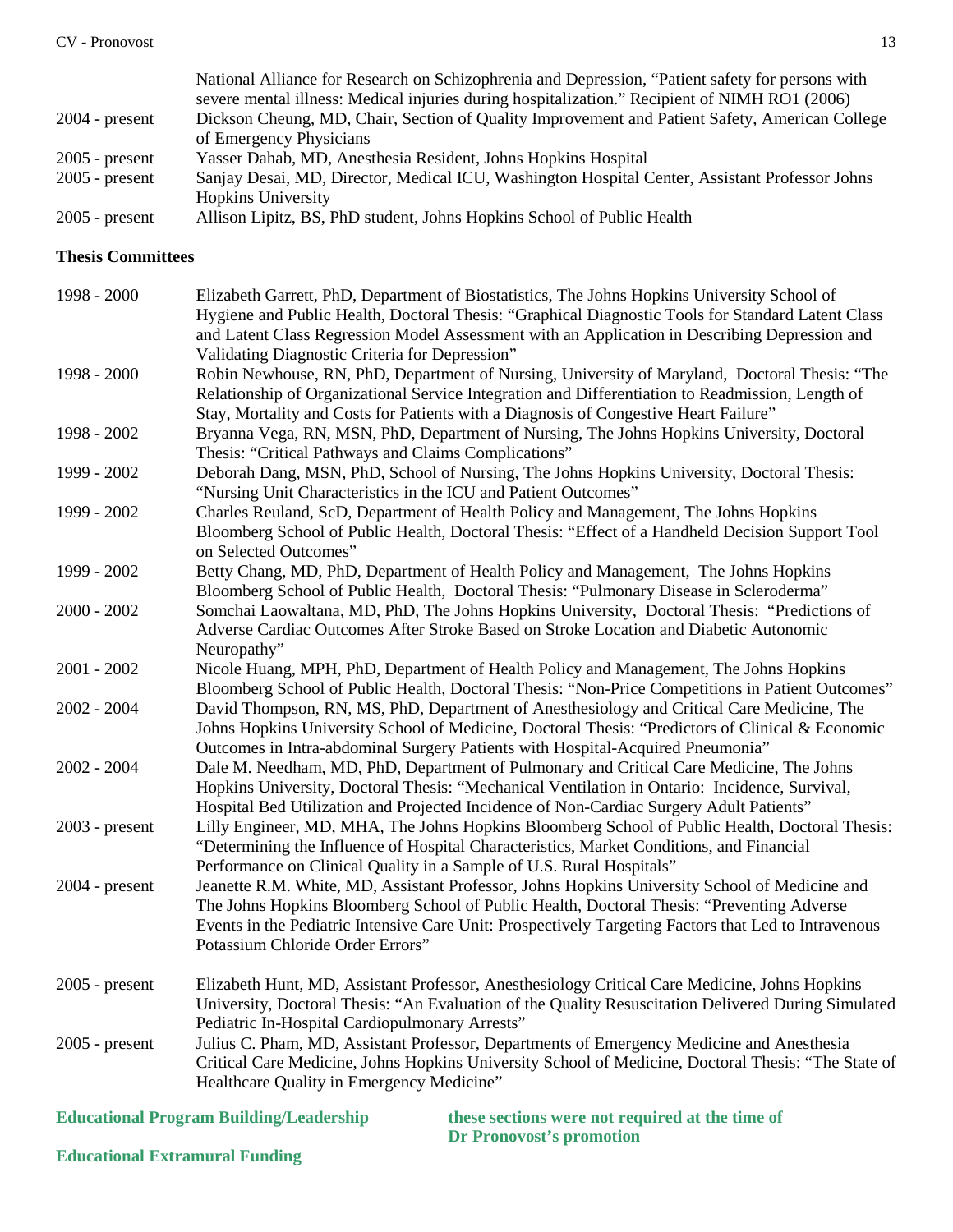| | |
|---|---|
| | National Alliance for Research on Schizophrenia and Depression, "Patient safety for persons with severe mental illness: Medical injuries during hospitalization." Recipient of NIMH RO1 (2006) |
| 2004 - present | Dickson Cheung, MD, Chair, Section of Quality Improvement and Patient Safety, American College of Emergency Physicians |
| 2005 - present | Yasser Dahab, MD, Anesthesia Resident, Johns Hopkins Hospital |
| 2005 - present | Sanjay Desai, MD, Director, Medical ICU, Washington Hospital Center, Assistant Professor Johns Hopkins University |
| 2005 - present | Allison Lipitz, BS, PhD student, Johns Hopkins School of Public Health |

**Thesis Committees**

| | |
|---|---|
| 1998 - 2000 | Elizabeth Garrett, PhD, Department of Biostatistics, The Johns Hopkins University School of Hygiene and Public Health, Doctoral Thesis: "Graphical Diagnostic Tools for Standard Latent Class and Latent Class Regression Model Assessment with an Application in Describing Depression and Validating Diagnostic Criteria for Depression" |
| 1998 - 2000 | Robin Newhouse, RN, PhD, Department of Nursing, University of Maryland, Doctoral Thesis: "The Relationship of Organizational Service Integration and Differentiation to Readmission, Length of Stay, Mortality and Costs for Patients with a Diagnosis of Congestive Heart Failure" |
| 1998 - 2002 | Bryanna Vega, RN, MSN, PhD, Department of Nursing, The Johns Hopkins University, Doctoral Thesis: "Critical Pathways and Claims Complications" |
| 1999 - 2002 | Deborah Dang, MSN, PhD, School of Nursing, The Johns Hopkins University, Doctoral Thesis: "Nursing Unit Characteristics in the ICU and Patient Outcomes" |
| 1999 - 2002 | Charles Reuland, ScD, Department of Health Policy and Management, The Johns Hopkins Bloomberg School of Public Health, Doctoral Thesis: "Effect of a Handheld Decision Support Tool on Selected Outcomes" |
| 1999 - 2002 | Betty Chang, MD, PhD, Department of Health Policy and Management, The Johns Hopkins Bloomberg School of Public Health, Doctoral Thesis: "Pulmonary Disease in Scleroderma" |
| 2000 - 2002 | Somchai Laowaltana, MD, PhD, The Johns Hopkins University, Doctoral Thesis: "Predictions of Adverse Cardiac Outcomes After Stroke Based on Stroke Location and Diabetic Autonomic Neuropathy" |
| 2001 - 2002 | Nicole Huang, MPH, PhD, Department of Health Policy and Management, The Johns Hopkins Bloomberg School of Public Health, Doctoral Thesis: "Non-Price Competitions in Patient Outcomes" |
| 2002 - 2004 | David Thompson, RN, MS, PhD, Department of Anesthesiology and Critical Care Medicine, The Johns Hopkins University School of Medicine, Doctoral Thesis: "Predictors of Clinical & Economic Outcomes in Intra-abdominal Surgery Patients with Hospital-Acquired Pneumonia" |
| 2002 - 2004 | Dale M. Needham, MD, PhD, Department of Pulmonary and Critical Care Medicine, The Johns Hopkins University, Doctoral Thesis: "Mechanical Ventilation in Ontario: Incidence, Survival, Hospital Bed Utilization and Projected Incidence of Non-Cardiac Surgery Adult Patients" |
| 2003 - present | Lilly Engineer, MD, MHA, The Johns Hopkins Bloomberg School of Public Health, Doctoral Thesis: "Determining the Influence of Hospital Characteristics, Market Conditions, and Financial Performance on Clinical Quality in a Sample of U.S. Rural Hospitals" |
| 2004 - present | Jeanette R.M. White, MD, Assistant Professor, Johns Hopkins University School of Medicine and The Johns Hopkins Bloomberg School of Public Health, Doctoral Thesis: "Preventing Adverse Events in the Pediatric Intensive Care Unit: Prospectively Targeting Factors that Led to Intravenous Potassium Chloride Order Errors" |
| 2005 - present | Elizabeth Hunt, MD, Assistant Professor, Anesthesiology Critical Care Medicine, Johns Hopkins University, Doctoral Thesis: "An Evaluation of the Quality Resuscitation Delivered During Simulated Pediatric In-Hospital Cardiopulmonary Arrests" |
| 2005 - present | Julius C. Pham, MD, Assistant Professor, Departments of Emergency Medicine and Anesthesia Critical Care Medicine, Johns Hopkins University School of Medicine, Doctoral Thesis: "The State of Healthcare Quality in Emergency Medicine" |

**Educational Program Building/Leadership**

**Educational Extramural Funding**

**these sections were not required at the time of Dr Pronovost's promotion**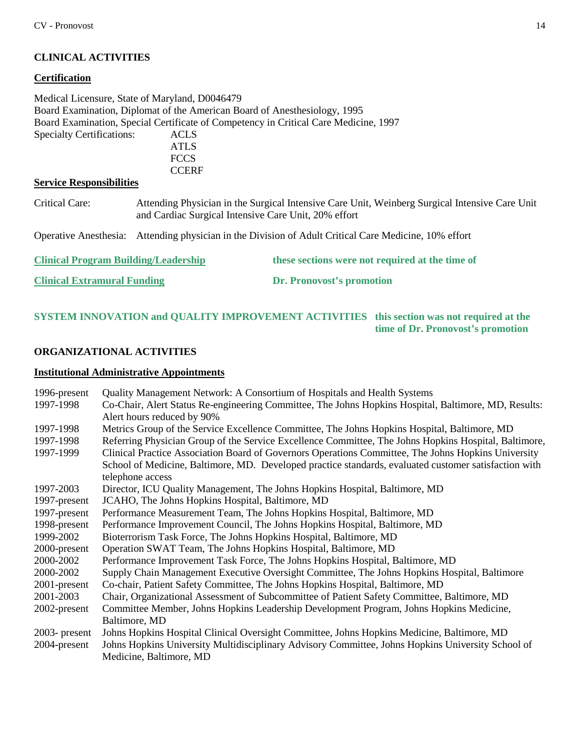## CLINICAL ACTIVITIES

### Certification

Medical Licensure, State of Maryland, D0046479
Board Examination, Diplomat of the American Board of Anesthesiology, 1995
Board Examination, Special Certificate of Competency in Critical Care Medicine, 1997

Specialty Certifications:
- ACLS
- ATLS
- FCCS
- CCERF

### Service Responsibilities

Critical Care: Attending Physician in the Surgical Intensive Care Unit, Weinberg Surgical Intensive Care Unit and Cardiac Surgical Intensive Care Unit, 20% effort

Operative Anesthesia: Attending physician in the Division of Adult Critical Care Medicine, 10% effort

### Clinical Program Building/Leadership

### Clinical Extramural Funding

**these sections were not required at the time of Dr. Pronovost's promotion**

## SYSTEM INNOVATION and QUALITY IMPROVEMENT ACTIVITIES

**this section was not required at the time of Dr. Pronovost's promotion**

## ORGANIZATIONAL ACTIVITIES

### Institutional Administrative Appointments

| | |
|---|---|
| 1996-present | Quality Management Network: A Consortium of Hospitals and Health Systems |
| 1997-1998 | Co-Chair, Alert Status Re-engineering Committee, The Johns Hopkins Hospital, Baltimore, MD, Results: Alert hours reduced by 90% |
| 1997-1998 | Metrics Group of the Service Excellence Committee, The Johns Hopkins Hospital, Baltimore, MD |
| 1997-1998 | Referring Physician Group of the Service Excellence Committee, The Johns Hopkins Hospital, Baltimore, |
| 1997-1999 | Clinical Practice Association Board of Governors Operations Committee, The Johns Hopkins University School of Medicine, Baltimore, MD. Developed practice standards, evaluated customer satisfaction with telephone access |
| 1997-2003 | Director, ICU Quality Management, The Johns Hopkins Hospital, Baltimore, MD |
| 1997-present | JCAHO, The Johns Hopkins Hospital, Baltimore, MD |
| 1997-present | Performance Measurement Team, The Johns Hopkins Hospital, Baltimore, MD |
| 1998-present | Performance Improvement Council, The Johns Hopkins Hospital, Baltimore, MD |
| 1999-2002 | Bioterrorism Task Force, The Johns Hopkins Hospital, Baltimore, MD |
| 2000-present | Operation SWAT Team, The Johns Hopkins Hospital, Baltimore, MD |
| 2000-2002 | Performance Improvement Task Force, The Johns Hopkins Hospital, Baltimore, MD |
| 2000-2002 | Supply Chain Management Executive Oversight Committee, The Johns Hopkins Hospital, Baltimore |
| 2001-present | Co-chair, Patient Safety Committee, The Johns Hopkins Hospital, Baltimore, MD |
| 2001-2003 | Chair, Organizational Assessment of Subcommittee of Patient Safety Committee, Baltimore, MD |
| 2002-present | Committee Member, Johns Hopkins Leadership Development Program, Johns Hopkins Medicine, Baltimore, MD |
| 2003- present | Johns Hopkins Hospital Clinical Oversight Committee, Johns Hopkins Medicine, Baltimore, MD |
| 2004-present | Johns Hopkins University Multidisciplinary Advisory Committee, Johns Hopkins University School of Medicine, Baltimore, MD |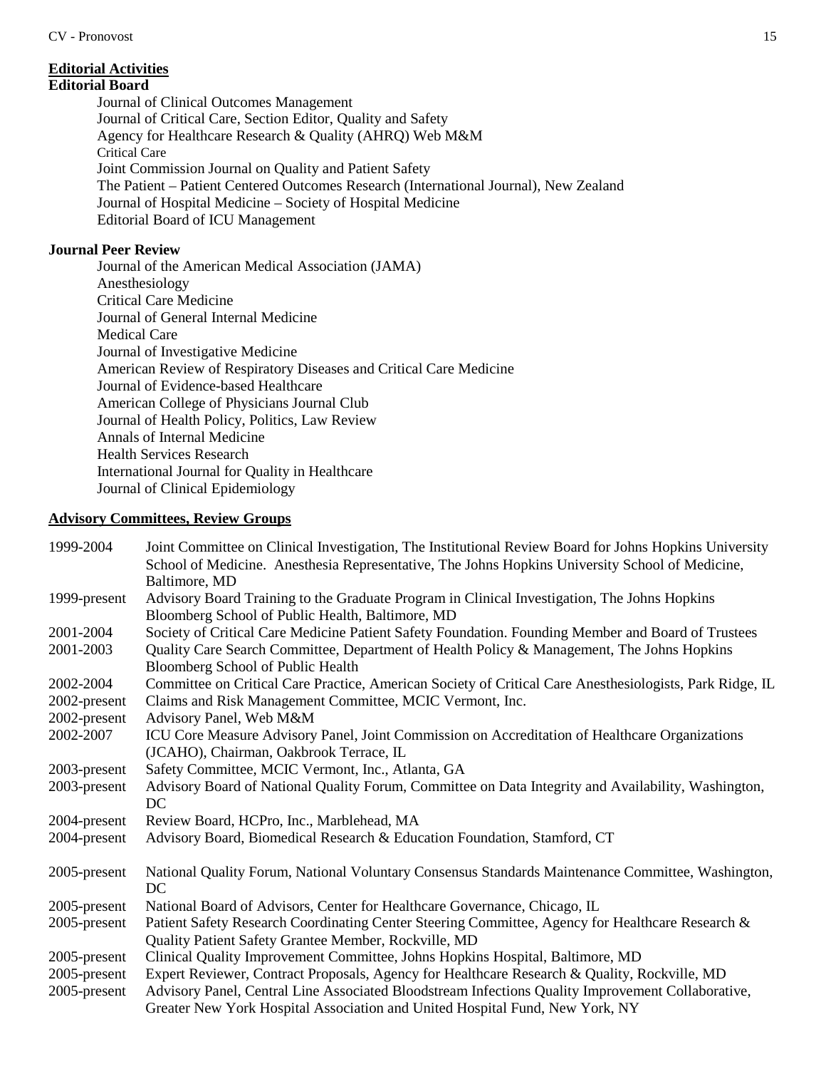## Editorial Activities

### Editorial Board

Journal of Clinical Outcomes Management
Journal of Critical Care, Section Editor, Quality and Safety
Agency for Healthcare Research & Quality (AHRQ) Web M&M
Critical Care
Joint Commission Journal on Quality and Patient Safety
The Patient – Patient Centered Outcomes Research (International Journal), New Zealand
Journal of Hospital Medicine – Society of Hospital Medicine
Editorial Board of ICU Management

### Journal Peer Review

Journal of the American Medical Association (JAMA)
Anesthesiology
Critical Care Medicine
Journal of General Internal Medicine
Medical Care
Journal of Investigative Medicine
American Review of Respiratory Diseases and Critical Care Medicine
Journal of Evidence-based Healthcare
American College of Physicians Journal Club
Journal of Health Policy, Politics, Law Review
Annals of Internal Medicine
Health Services Research
International Journal for Quality in Healthcare
Journal of Clinical Epidemiology

## Advisory Committees, Review Groups

| | |
|---|---|
| 1999-2004 | Joint Committee on Clinical Investigation, The Institutional Review Board for Johns Hopkins University School of Medicine. Anesthesia Representative, The Johns Hopkins University School of Medicine, Baltimore, MD |
| 1999-present | Advisory Board Training to the Graduate Program in Clinical Investigation, The Johns Hopkins Bloomberg School of Public Health, Baltimore, MD |
| 2001-2004 | Society of Critical Care Medicine Patient Safety Foundation. Founding Member and Board of Trustees |
| 2001-2003 | Quality Care Search Committee, Department of Health Policy & Management, The Johns Hopkins Bloomberg School of Public Health |
| 2002-2004 | Committee on Critical Care Practice, American Society of Critical Care Anesthesiologists, Park Ridge, IL |
| 2002-present | Claims and Risk Management Committee, MCIC Vermont, Inc. |
| 2002-present | Advisory Panel, Web M&M |
| 2002-2007 | ICU Core Measure Advisory Panel, Joint Commission on Accreditation of Healthcare Organizations (JCAHO), Chairman, Oakbrook Terrace, IL |
| 2003-present | Safety Committee, MCIC Vermont, Inc., Atlanta, GA |
| 2003-present | Advisory Board of National Quality Forum, Committee on Data Integrity and Availability, Washington, DC |
| 2004-present | Review Board, HCPro, Inc., Marblehead, MA |
| 2004-present | Advisory Board, Biomedical Research & Education Foundation, Stamford, CT |
| 2005-present | National Quality Forum, National Voluntary Consensus Standards Maintenance Committee, Washington, DC |
| 2005-present | National Board of Advisors, Center for Healthcare Governance, Chicago, IL |
| 2005-present | Patient Safety Research Coordinating Center Steering Committee, Agency for Healthcare Research & Quality Patient Safety Grantee Member, Rockville, MD |
| 2005-present | Clinical Quality Improvement Committee, Johns Hopkins Hospital, Baltimore, MD |
| 2005-present | Expert Reviewer, Contract Proposals, Agency for Healthcare Research & Quality, Rockville, MD |
| 2005-present | Advisory Panel, Central Line Associated Bloodstream Infections Quality Improvement Collaborative, Greater New York Hospital Association and United Hospital Fund, New York, NY |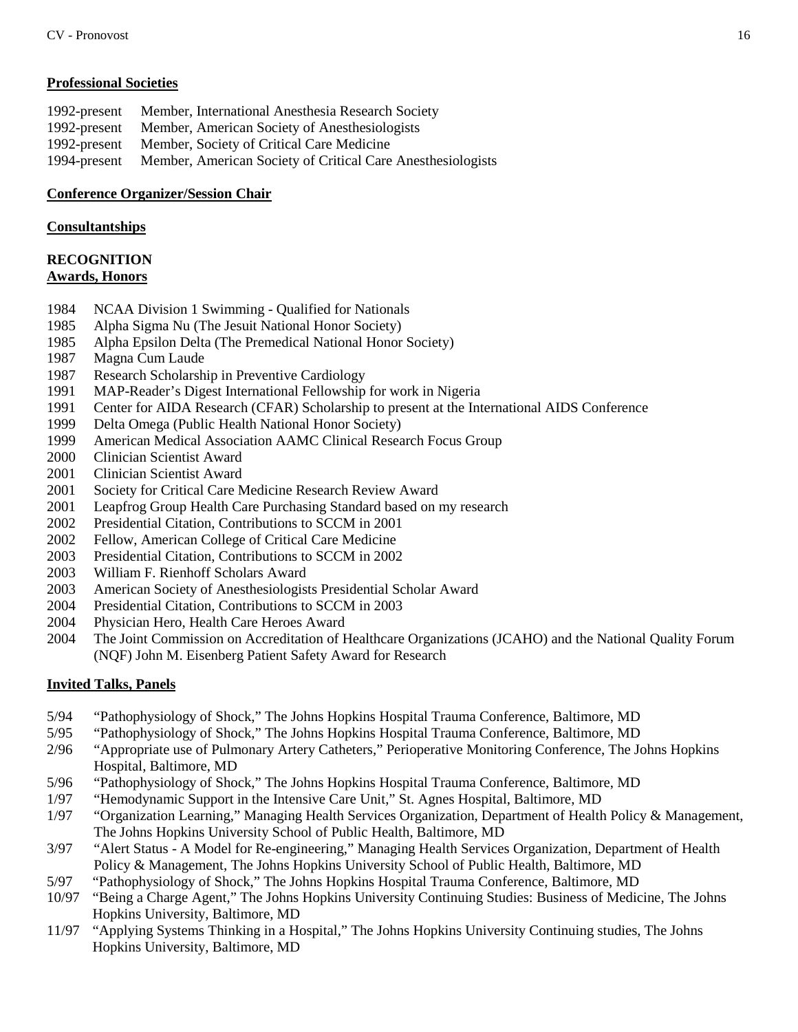**Professional Societies**

1992-present Member, International Anesthesia Research Society
1992-present Member, American Society of Anesthesiologists
1992-present Member, Society of Critical Care Medicine
1994-present Member, American Society of Critical Care Anesthesiologists

**Conference Organizer/Session Chair**

**Consultantships**

**RECOGNITION**
**Awards, Honors**

1984 NCAA Division 1 Swimming - Qualified for Nationals
1985 Alpha Sigma Nu (The Jesuit National Honor Society)
1985 Alpha Epsilon Delta (The Premedical National Honor Society)
1987 Magna Cum Laude
1987 Research Scholarship in Preventive Cardiology
1991 MAP-Reader's Digest International Fellowship for work in Nigeria
1991 Center for AIDA Research (CFAR) Scholarship to present at the International AIDS Conference
1999 Delta Omega (Public Health National Honor Society)
1999 American Medical Association AAMC Clinical Research Focus Group
2000 Clinician Scientist Award
2001 Clinician Scientist Award
2001 Society for Critical Care Medicine Research Review Award
2001 Leapfrog Group Health Care Purchasing Standard based on my research
2002 Presidential Citation, Contributions to SCCM in 2001
2002 Fellow, American College of Critical Care Medicine
2003 Presidential Citation, Contributions to SCCM in 2002
2003 William F. Rienhoff Scholars Award
2003 American Society of Anesthesiologists Presidential Scholar Award
2004 Presidential Citation, Contributions to SCCM in 2003
2004 Physician Hero, Health Care Heroes Award
2004 The Joint Commission on Accreditation of Healthcare Organizations (JCAHO) and the National Quality Forum (NQF) John M. Eisenberg Patient Safety Award for Research

**Invited Talks, Panels**

5/94 "Pathophysiology of Shock," The Johns Hopkins Hospital Trauma Conference, Baltimore, MD
5/95 "Pathophysiology of Shock," The Johns Hopkins Hospital Trauma Conference, Baltimore, MD
2/96 "Appropriate use of Pulmonary Artery Catheters," Perioperative Monitoring Conference, The Johns Hopkins Hospital, Baltimore, MD
5/96 "Pathophysiology of Shock," The Johns Hopkins Hospital Trauma Conference, Baltimore, MD
1/97 "Hemodynamic Support in the Intensive Care Unit," St. Agnes Hospital, Baltimore, MD
1/97 "Organization Learning," Managing Health Services Organization, Department of Health Policy & Management, The Johns Hopkins University School of Public Health, Baltimore, MD
3/97 "Alert Status - A Model for Re-engineering," Managing Health Services Organization, Department of Health Policy & Management, The Johns Hopkins University School of Public Health, Baltimore, MD
5/97 "Pathophysiology of Shock," The Johns Hopkins Hospital Trauma Conference, Baltimore, MD
10/97 "Being a Charge Agent," The Johns Hopkins University Continuing Studies: Business of Medicine, The Johns Hopkins University, Baltimore, MD
11/97 "Applying Systems Thinking in a Hospital," The Johns Hopkins University Continuing studies, The Johns Hopkins University, Baltimore, MD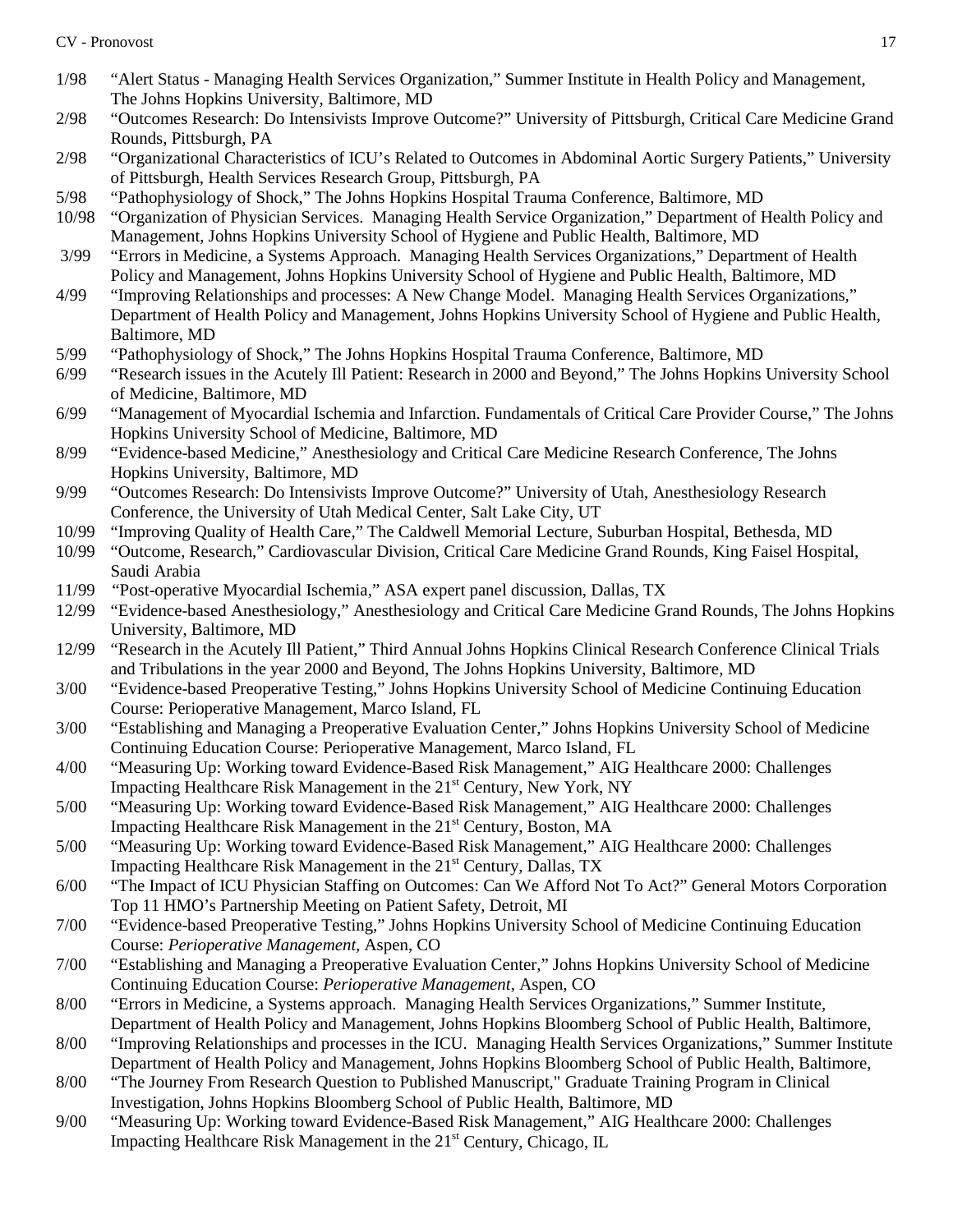1/98 "Alert Status - Managing Health Services Organization," Summer Institute in Health Policy and Management, The Johns Hopkins University, Baltimore, MD

2/98 "Outcomes Research: Do Intensivists Improve Outcome?" University of Pittsburgh, Critical Care Medicine Grand Rounds, Pittsburgh, PA

2/98 "Organizational Characteristics of ICU's Related to Outcomes in Abdominal Aortic Surgery Patients," University of Pittsburgh, Health Services Research Group, Pittsburgh, PA

5/98 "Pathophysiology of Shock," The Johns Hopkins Hospital Trauma Conference, Baltimore, MD

10/98 "Organization of Physician Services. Managing Health Service Organization," Department of Health Policy and Management, Johns Hopkins University School of Hygiene and Public Health, Baltimore, MD

3/99 "Errors in Medicine, a Systems Approach. Managing Health Services Organizations," Department of Health Policy and Management, Johns Hopkins University School of Hygiene and Public Health, Baltimore, MD

4/99 "Improving Relationships and processes: A New Change Model. Managing Health Services Organizations," Department of Health Policy and Management, Johns Hopkins University School of Hygiene and Public Health, Baltimore, MD

5/99 "Pathophysiology of Shock," The Johns Hopkins Hospital Trauma Conference, Baltimore, MD

6/99 "Research issues in the Acutely Ill Patient: Research in 2000 and Beyond," The Johns Hopkins University School of Medicine, Baltimore, MD

6/99 "Management of Myocardial Ischemia and Infarction. Fundamentals of Critical Care Provider Course," The Johns Hopkins University School of Medicine, Baltimore, MD

8/99 "Evidence-based Medicine," Anesthesiology and Critical Care Medicine Research Conference, The Johns Hopkins University, Baltimore, MD

9/99 "Outcomes Research: Do Intensivists Improve Outcome?" University of Utah, Anesthesiology Research Conference, the University of Utah Medical Center, Salt Lake City, UT

10/99 "Improving Quality of Health Care," The Caldwell Memorial Lecture, Suburban Hospital, Bethesda, MD

10/99 "Outcome, Research," Cardiovascular Division, Critical Care Medicine Grand Rounds, King Faisel Hospital, Saudi Arabia

11/99 "Post-operative Myocardial Ischemia," ASA expert panel discussion, Dallas, TX

12/99 "Evidence-based Anesthesiology," Anesthesiology and Critical Care Medicine Grand Rounds, The Johns Hopkins University, Baltimore, MD

12/99 "Research in the Acutely Ill Patient," Third Annual Johns Hopkins Clinical Research Conference Clinical Trials and Tribulations in the year 2000 and Beyond, The Johns Hopkins University, Baltimore, MD

3/00 "Evidence-based Preoperative Testing," Johns Hopkins University School of Medicine Continuing Education Course: Perioperative Management, Marco Island, FL

3/00 "Establishing and Managing a Preoperative Evaluation Center," Johns Hopkins University School of Medicine Continuing Education Course: Perioperative Management, Marco Island, FL

4/00 "Measuring Up: Working toward Evidence-Based Risk Management," AIG Healthcare 2000: Challenges Impacting Healthcare Risk Management in the 21st Century, New York, NY

5/00 "Measuring Up: Working toward Evidence-Based Risk Management," AIG Healthcare 2000: Challenges Impacting Healthcare Risk Management in the 21st Century, Boston, MA

5/00 "Measuring Up: Working toward Evidence-Based Risk Management," AIG Healthcare 2000: Challenges Impacting Healthcare Risk Management in the 21st Century, Dallas, TX

6/00 "The Impact of ICU Physician Staffing on Outcomes: Can We Afford Not To Act?" General Motors Corporation Top 11 HMO's Partnership Meeting on Patient Safety, Detroit, MI

7/00 "Evidence-based Preoperative Testing," Johns Hopkins University School of Medicine Continuing Education Course: *Perioperative Management*, Aspen, CO

7/00 "Establishing and Managing a Preoperative Evaluation Center," Johns Hopkins University School of Medicine Continuing Education Course: *Perioperative Management*, Aspen, CO

8/00 "Errors in Medicine, a Systems approach. Managing Health Services Organizations," Summer Institute, Department of Health Policy and Management, Johns Hopkins Bloomberg School of Public Health, Baltimore,

8/00 "Improving Relationships and processes in the ICU. Managing Health Services Organizations," Summer Institute Department of Health Policy and Management, Johns Hopkins Bloomberg School of Public Health, Baltimore,

8/00 "The Journey From Research Question to Published Manuscript," Graduate Training Program in Clinical Investigation, Johns Hopkins Bloomberg School of Public Health, Baltimore, MD

9/00 "Measuring Up: Working toward Evidence-Based Risk Management," AIG Healthcare 2000: Challenges Impacting Healthcare Risk Management in the 21st Century, Chicago, IL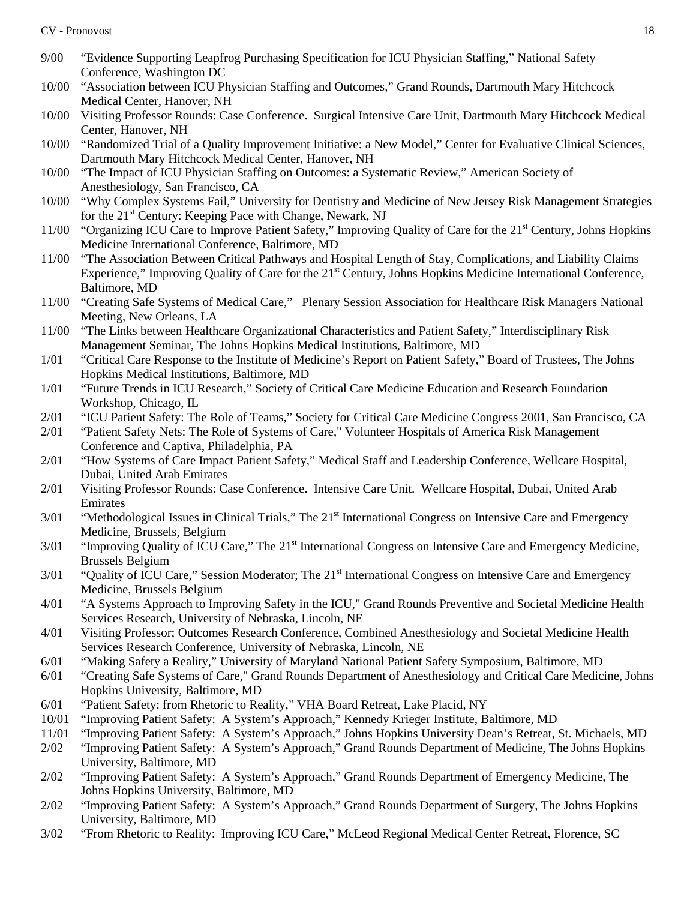9/00 "Evidence Supporting Leapfrog Purchasing Specification for ICU Physician Staffing," National Safety Conference, Washington DC

10/00 "Association between ICU Physician Staffing and Outcomes," Grand Rounds, Dartmouth Mary Hitchcock Medical Center, Hanover, NH

10/00 Visiting Professor Rounds: Case Conference. Surgical Intensive Care Unit, Dartmouth Mary Hitchcock Medical Center, Hanover, NH

10/00 "Randomized Trial of a Quality Improvement Initiative: a New Model," Center for Evaluative Clinical Sciences, Dartmouth Mary Hitchcock Medical Center, Hanover, NH

10/00 "The Impact of ICU Physician Staffing on Outcomes: a Systematic Review," American Society of Anesthesiology, San Francisco, CA

10/00 "Why Complex Systems Fail," University for Dentistry and Medicine of New Jersey Risk Management Strategies for the 21st Century: Keeping Pace with Change, Newark, NJ

11/00 "Organizing ICU Care to Improve Patient Safety," Improving Quality of Care for the 21st Century, Johns Hopkins Medicine International Conference, Baltimore, MD

11/00 "The Association Between Critical Pathways and Hospital Length of Stay, Complications, and Liability Claims Experience," Improving Quality of Care for the 21st Century, Johns Hopkins Medicine International Conference, Baltimore, MD

11/00 "Creating Safe Systems of Medical Care," Plenary Session Association for Healthcare Risk Managers National Meeting, New Orleans, LA

11/00 "The Links between Healthcare Organizational Characteristics and Patient Safety," Interdisciplinary Risk Management Seminar, The Johns Hopkins Medical Institutions, Baltimore, MD

1/01 "Critical Care Response to the Institute of Medicine's Report on Patient Safety," Board of Trustees, The Johns Hopkins Medical Institutions, Baltimore, MD

1/01 "Future Trends in ICU Research," Society of Critical Care Medicine Education and Research Foundation Workshop, Chicago, IL

2/01 "ICU Patient Safety: The Role of Teams," Society for Critical Care Medicine Congress 2001, San Francisco, CA

2/01 "Patient Safety Nets: The Role of Systems of Care," Volunteer Hospitals of America Risk Management Conference and Captiva, Philadelphia, PA

2/01 "How Systems of Care Impact Patient Safety," Medical Staff and Leadership Conference, Wellcare Hospital, Dubai, United Arab Emirates

2/01 Visiting Professor Rounds: Case Conference. Intensive Care Unit. Wellcare Hospital, Dubai, United Arab Emirates

3/01 "Methodological Issues in Clinical Trials," The 21st International Congress on Intensive Care and Emergency Medicine, Brussels, Belgium

3/01 "Improving Quality of ICU Care," The 21st International Congress on Intensive Care and Emergency Medicine, Brussels Belgium

3/01 "Quality of ICU Care," Session Moderator; The 21st International Congress on Intensive Care and Emergency Medicine, Brussels Belgium

4/01 "A Systems Approach to Improving Safety in the ICU," Grand Rounds Preventive and Societal Medicine Health Services Research, University of Nebraska, Lincoln, NE

4/01 Visiting Professor; Outcomes Research Conference, Combined Anesthesiology and Societal Medicine Health Services Research Conference, University of Nebraska, Lincoln, NE

6/01 "Making Safety a Reality," University of Maryland National Patient Safety Symposium, Baltimore, MD

6/01 "Creating Safe Systems of Care," Grand Rounds Department of Anesthesiology and Critical Care Medicine, Johns Hopkins University, Baltimore, MD

6/01 "Patient Safety: from Rhetoric to Reality," VHA Board Retreat, Lake Placid, NY

10/01 "Improving Patient Safety: A System's Approach," Kennedy Krieger Institute, Baltimore, MD

11/01 "Improving Patient Safety: A System's Approach," Johns Hopkins University Dean's Retreat, St. Michaels, MD

2/02 "Improving Patient Safety: A System's Approach," Grand Rounds Department of Medicine, The Johns Hopkins University, Baltimore, MD

2/02 "Improving Patient Safety: A System's Approach," Grand Rounds Department of Emergency Medicine, The Johns Hopkins University, Baltimore, MD

2/02 "Improving Patient Safety: A System's Approach," Grand Rounds Department of Surgery, The Johns Hopkins University, Baltimore, MD

3/02 "From Rhetoric to Reality: Improving ICU Care," McLeod Regional Medical Center Retreat, Florence, SC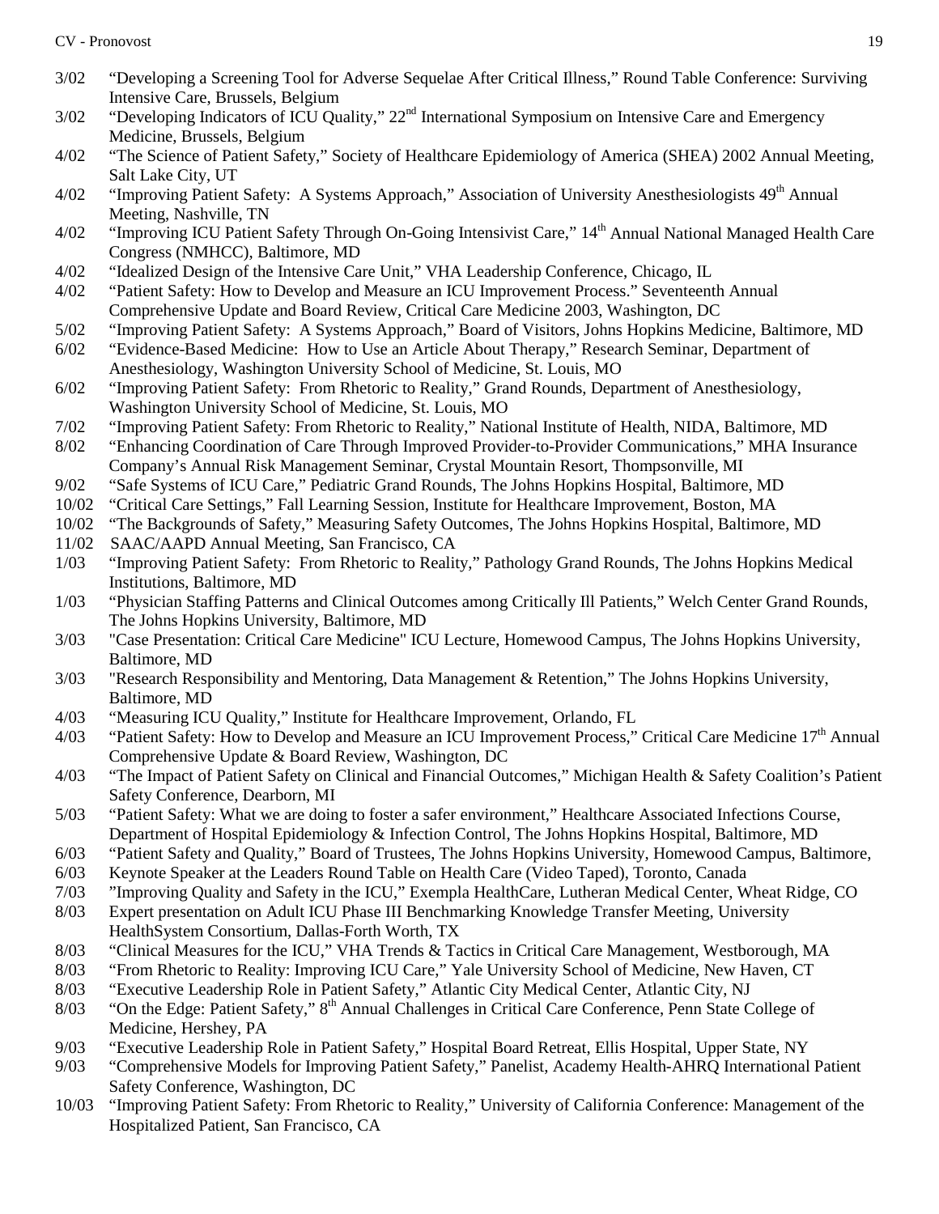3/02 "Developing a Screening Tool for Adverse Sequelae After Critical Illness," Round Table Conference: Surviving Intensive Care, Brussels, Belgium

3/02 "Developing Indicators of ICU Quality," 22nd International Symposium on Intensive Care and Emergency Medicine, Brussels, Belgium

4/02 "The Science of Patient Safety," Society of Healthcare Epidemiology of America (SHEA) 2002 Annual Meeting, Salt Lake City, UT

4/02 "Improving Patient Safety: A Systems Approach," Association of University Anesthesiologists 49th Annual Meeting, Nashville, TN

4/02 "Improving ICU Patient Safety Through On-Going Intensivist Care," 14th Annual National Managed Health Care Congress (NMHCC), Baltimore, MD

4/02 "Idealized Design of the Intensive Care Unit," VHA Leadership Conference, Chicago, IL

4/02 "Patient Safety: How to Develop and Measure an ICU Improvement Process." Seventeenth Annual Comprehensive Update and Board Review, Critical Care Medicine 2003, Washington, DC

5/02 "Improving Patient Safety: A Systems Approach," Board of Visitors, Johns Hopkins Medicine, Baltimore, MD

6/02 "Evidence-Based Medicine: How to Use an Article About Therapy," Research Seminar, Department of Anesthesiology, Washington University School of Medicine, St. Louis, MO

6/02 "Improving Patient Safety: From Rhetoric to Reality," Grand Rounds, Department of Anesthesiology, Washington University School of Medicine, St. Louis, MO

7/02 "Improving Patient Safety: From Rhetoric to Reality," National Institute of Health, NIDA, Baltimore, MD

8/02 "Enhancing Coordination of Care Through Improved Provider-to-Provider Communications," MHA Insurance Company's Annual Risk Management Seminar, Crystal Mountain Resort, Thompsonville, MI

9/02 "Safe Systems of ICU Care," Pediatric Grand Rounds, The Johns Hopkins Hospital, Baltimore, MD

10/02 "Critical Care Settings," Fall Learning Session, Institute for Healthcare Improvement, Boston, MA

10/02 "The Backgrounds of Safety," Measuring Safety Outcomes, The Johns Hopkins Hospital, Baltimore, MD

11/02 SAAC/AAPD Annual Meeting, San Francisco, CA

1/03 "Improving Patient Safety: From Rhetoric to Reality," Pathology Grand Rounds, The Johns Hopkins Medical Institutions, Baltimore, MD

1/03 "Physician Staffing Patterns and Clinical Outcomes among Critically Ill Patients," Welch Center Grand Rounds, The Johns Hopkins University, Baltimore, MD

3/03 "Case Presentation: Critical Care Medicine" ICU Lecture, Homewood Campus, The Johns Hopkins University, Baltimore, MD

3/03 "Research Responsibility and Mentoring, Data Management & Retention," The Johns Hopkins University, Baltimore, MD

4/03 "Measuring ICU Quality," Institute for Healthcare Improvement, Orlando, FL

4/03 "Patient Safety: How to Develop and Measure an ICU Improvement Process," Critical Care Medicine 17th Annual Comprehensive Update & Board Review, Washington, DC

4/03 "The Impact of Patient Safety on Clinical and Financial Outcomes," Michigan Health & Safety Coalition's Patient Safety Conference, Dearborn, MI

5/03 "Patient Safety: What we are doing to foster a safer environment," Healthcare Associated Infections Course, Department of Hospital Epidemiology & Infection Control, The Johns Hopkins Hospital, Baltimore, MD

6/03 "Patient Safety and Quality," Board of Trustees, The Johns Hopkins University, Homewood Campus, Baltimore,

6/03 Keynote Speaker at the Leaders Round Table on Health Care (Video Taped), Toronto, Canada

7/03 "Improving Quality and Safety in the ICU," Exempla HealthCare, Lutheran Medical Center, Wheat Ridge, CO

8/03 Expert presentation on Adult ICU Phase III Benchmarking Knowledge Transfer Meeting, University HealthSystem Consortium, Dallas-Forth Worth, TX

8/03 "Clinical Measures for the ICU," VHA Trends & Tactics in Critical Care Management, Westborough, MA

8/03 "From Rhetoric to Reality: Improving ICU Care," Yale University School of Medicine, New Haven, CT

8/03 "Executive Leadership Role in Patient Safety," Atlantic City Medical Center, Atlantic City, NJ

8/03 "On the Edge: Patient Safety," 8th Annual Challenges in Critical Care Conference, Penn State College of Medicine, Hershey, PA

9/03 "Executive Leadership Role in Patient Safety," Hospital Board Retreat, Ellis Hospital, Upper State, NY

9/03 "Comprehensive Models for Improving Patient Safety," Panelist, Academy Health-AHRQ International Patient Safety Conference, Washington, DC

10/03 "Improving Patient Safety: From Rhetoric to Reality," University of California Conference: Management of the Hospitalized Patient, San Francisco, CA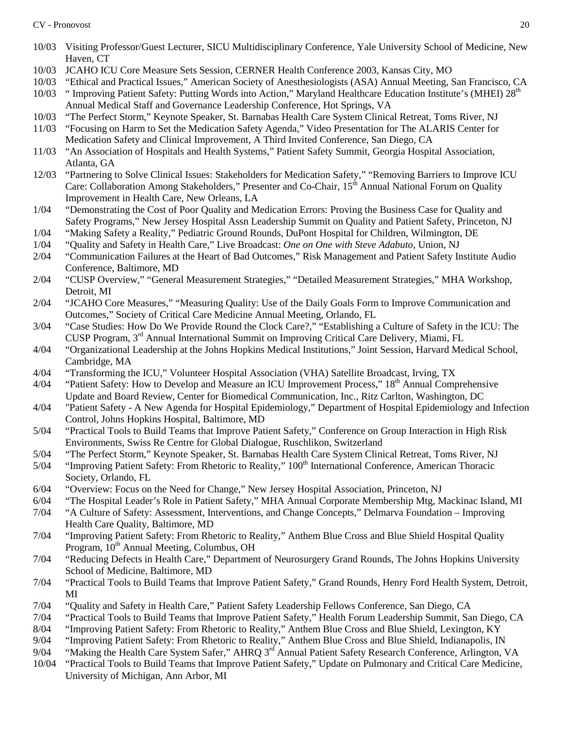10/03 Visiting Professor/Guest Lecturer, SICU Multidisciplinary Conference, Yale University School of Medicine, New Haven, CT

10/03 JCAHO ICU Core Measure Sets Session, CERNER Health Conference 2003, Kansas City, MO

10/03 "Ethical and Practical Issues," American Society of Anesthesiologists (ASA) Annual Meeting, San Francisco, CA

10/03 " Improving Patient Safety: Putting Words into Action," Maryland Healthcare Education Institute's (MHEI) 28th Annual Medical Staff and Governance Leadership Conference, Hot Springs, VA

10/03 "The Perfect Storm," Keynote Speaker, St. Barnabas Health Care System Clinical Retreat, Toms River, NJ

11/03 "Focusing on Harm to Set the Medication Safety Agenda," Video Presentation for The ALARIS Center for Medication Safety and Clinical Improvement, A Third Invited Conference, San Diego, CA

11/03 "An Association of Hospitals and Health Systems," Patient Safety Summit, Georgia Hospital Association, Atlanta, GA

12/03 "Partnering to Solve Clinical Issues: Stakeholders for Medication Safety," "Removing Barriers to Improve ICU Care: Collaboration Among Stakeholders," Presenter and Co-Chair, 15th Annual National Forum on Quality Improvement in Health Care, New Orleans, LA

1/04 "Demonstrating the Cost of Poor Quality and Medication Errors: Proving the Business Case for Quality and Safety Programs," New Jersey Hospital Assn Leadership Summit on Quality and Patient Safety, Princeton, NJ

1/04 "Making Safety a Reality," Pediatric Ground Rounds, DuPont Hospital for Children, Wilmington, DE

1/04 "Quality and Safety in Health Care," Live Broadcast: *One on One with Steve Adabuto*, Union, NJ

2/04 "Communication Failures at the Heart of Bad Outcomes," Risk Management and Patient Safety Institute Audio Conference, Baltimore, MD

2/04 "CUSP Overview," "General Measurement Strategies," "Detailed Measurement Strategies," MHA Workshop, Detroit, MI

2/04 "JCAHO Core Measures," "Measuring Quality: Use of the Daily Goals Form to Improve Communication and Outcomes," Society of Critical Care Medicine Annual Meeting, Orlando, FL

3/04 "Case Studies: How Do We Provide Round the Clock Care?," "Establishing a Culture of Safety in the ICU: The CUSP Program, 3rd Annual International Summit on Improving Critical Care Delivery, Miami, FL

4/04 "Organizational Leadership at the Johns Hopkins Medical Institutions," Joint Session, Harvard Medical School, Cambridge, MA

4/04 "Transforming the ICU," Volunteer Hospital Association (VHA) Satellite Broadcast, Irving, TX

4/04 "Patient Safety: How to Develop and Measure an ICU Improvement Process," 18th Annual Comprehensive Update and Board Review, Center for Biomedical Communication, Inc., Ritz Carlton, Washington, DC

4/04 "Patient Safety - A New Agenda for Hospital Epidemiology," Department of Hospital Epidemiology and Infection Control, Johns Hopkins Hospital, Baltimore, MD

5/04 "Practical Tools to Build Teams that Improve Patient Safety," Conference on Group Interaction in High Risk Environments, Swiss Re Centre for Global Dialogue, Ruschlikon, Switzerland

5/04 "The Perfect Storm," Keynote Speaker, St. Barnabas Health Care System Clinical Retreat, Toms River, NJ

5/04 "Improving Patient Safety: From Rhetoric to Reality," 100th International Conference, American Thoracic Society, Orlando, FL

6/04 "Overview: Focus on the Need for Change," New Jersey Hospital Association, Princeton, NJ

6/04 "The Hospital Leader's Role in Patient Safety," MHA Annual Corporate Membership Mtg, Mackinac Island, MI

7/04 "A Culture of Safety: Assessment, Interventions, and Change Concepts," Delmarva Foundation – Improving Health Care Quality, Baltimore, MD

7/04 "Improving Patient Safety: From Rhetoric to Reality," Anthem Blue Cross and Blue Shield Hospital Quality Program, 10th Annual Meeting, Columbus, OH

7/04 "Reducing Defects in Health Care," Department of Neurosurgery Grand Rounds, The Johns Hopkins University School of Medicine, Baltimore, MD

7/04 "Practical Tools to Build Teams that Improve Patient Safety," Grand Rounds, Henry Ford Health System, Detroit, MI

7/04 "Quality and Safety in Health Care," Patient Safety Leadership Fellows Conference, San Diego, CA

7/04 "Practical Tools to Build Teams that Improve Patient Safety," Health Forum Leadership Summit, San Diego, CA

8/04 "Improving Patient Safety: From Rhetoric to Reality," Anthem Blue Cross and Blue Shield, Lexington, KY

9/04 "Improving Patient Safety: From Rhetoric to Reality," Anthem Blue Cross and Blue Shield, Indianapolis, IN

9/04 "Making the Health Care System Safer," AHRQ 3rd Annual Patient Safety Research Conference, Arlington, VA

10/04 "Practical Tools to Build Teams that Improve Patient Safety," Update on Pulmonary and Critical Care Medicine, University of Michigan, Ann Arbor, MI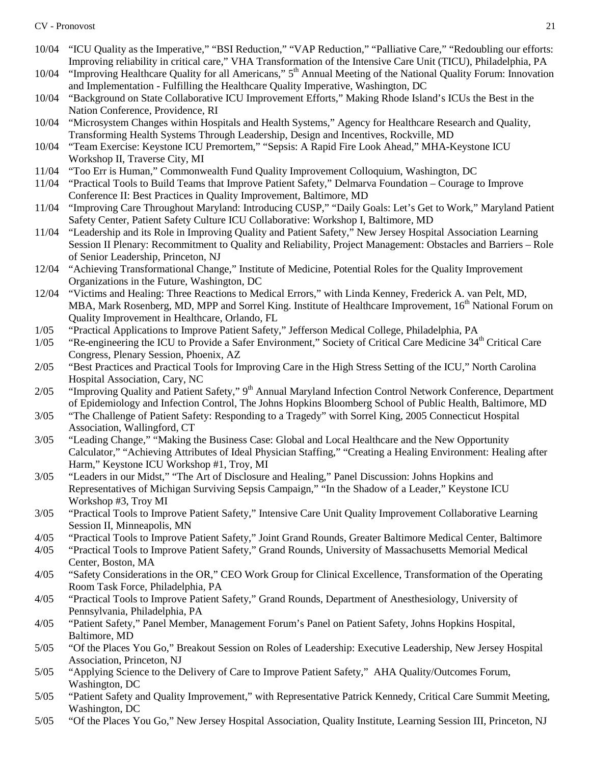10/04 "ICU Quality as the Imperative," "BSI Reduction," "VAP Reduction," "Palliative Care," "Redoubling our efforts: Improving reliability in critical care," VHA Transformation of the Intensive Care Unit (TICU), Philadelphia, PA

10/04 "Improving Healthcare Quality for all Americans," 5th Annual Meeting of the National Quality Forum: Innovation and Implementation - Fulfilling the Healthcare Quality Imperative, Washington, DC

10/04 "Background on State Collaborative ICU Improvement Efforts," Making Rhode Island's ICUs the Best in the Nation Conference, Providence, RI

10/04 "Microsystem Changes within Hospitals and Health Systems," Agency for Healthcare Research and Quality, Transforming Health Systems Through Leadership, Design and Incentives, Rockville, MD

10/04 "Team Exercise: Keystone ICU Premortem," "Sepsis: A Rapid Fire Look Ahead," MHA-Keystone ICU Workshop II, Traverse City, MI

11/04 "Too Err is Human," Commonwealth Fund Quality Improvement Colloquium, Washington, DC

11/04 "Practical Tools to Build Teams that Improve Patient Safety," Delmarva Foundation – Courage to Improve Conference II: Best Practices in Quality Improvement, Baltimore, MD

11/04 "Improving Care Throughout Maryland: Introducing CUSP," "Daily Goals: Let's Get to Work," Maryland Patient Safety Center, Patient Safety Culture ICU Collaborative: Workshop I, Baltimore, MD

11/04 "Leadership and its Role in Improving Quality and Patient Safety," New Jersey Hospital Association Learning Session II Plenary: Recommitment to Quality and Reliability, Project Management: Obstacles and Barriers – Role of Senior Leadership, Princeton, NJ

12/04 "Achieving Transformational Change," Institute of Medicine, Potential Roles for the Quality Improvement Organizations in the Future, Washington, DC

12/04 "Victims and Healing: Three Reactions to Medical Errors," with Linda Kenney, Frederick A. van Pelt, MD, MBA, Mark Rosenberg, MD, MPP and Sorrel King. Institute of Healthcare Improvement, 16th National Forum on Quality Improvement in Healthcare, Orlando, FL

1/05 "Practical Applications to Improve Patient Safety," Jefferson Medical College, Philadelphia, PA

1/05 "Re-engineering the ICU to Provide a Safer Environment," Society of Critical Care Medicine 34th Critical Care Congress, Plenary Session, Phoenix, AZ

2/05 "Best Practices and Practical Tools for Improving Care in the High Stress Setting of the ICU," North Carolina Hospital Association, Cary, NC

2/05 "Improving Quality and Patient Safety," 9th Annual Maryland Infection Control Network Conference, Department of Epidemiology and Infection Control, The Johns Hopkins Bloomberg School of Public Health, Baltimore, MD

3/05 "The Challenge of Patient Safety: Responding to a Tragedy" with Sorrel King, 2005 Connecticut Hospital Association, Wallingford, CT

3/05 "Leading Change," "Making the Business Case: Global and Local Healthcare and the New Opportunity Calculator," "Achieving Attributes of Ideal Physician Staffing," "Creating a Healing Environment: Healing after Harm," Keystone ICU Workshop #1, Troy, MI

3/05 "Leaders in our Midst," "The Art of Disclosure and Healing," Panel Discussion: Johns Hopkins and Representatives of Michigan Surviving Sepsis Campaign," "In the Shadow of a Leader," Keystone ICU Workshop #3, Troy MI

3/05 "Practical Tools to Improve Patient Safety," Intensive Care Unit Quality Improvement Collaborative Learning Session II, Minneapolis, MN

4/05 "Practical Tools to Improve Patient Safety," Joint Grand Rounds, Greater Baltimore Medical Center, Baltimore

4/05 "Practical Tools to Improve Patient Safety," Grand Rounds, University of Massachusetts Memorial Medical Center, Boston, MA

4/05 "Safety Considerations in the OR," CEO Work Group for Clinical Excellence, Transformation of the Operating Room Task Force, Philadelphia, PA

4/05 "Practical Tools to Improve Patient Safety," Grand Rounds, Department of Anesthesiology, University of Pennsylvania, Philadelphia, PA

4/05 "Patient Safety," Panel Member, Management Forum's Panel on Patient Safety, Johns Hopkins Hospital, Baltimore, MD

5/05 "Of the Places You Go," Breakout Session on Roles of Leadership: Executive Leadership, New Jersey Hospital Association, Princeton, NJ

5/05 "Applying Science to the Delivery of Care to Improve Patient Safety," AHA Quality/Outcomes Forum, Washington, DC

5/05 "Patient Safety and Quality Improvement," with Representative Patrick Kennedy, Critical Care Summit Meeting, Washington, DC

5/05 "Of the Places You Go," New Jersey Hospital Association, Quality Institute, Learning Session III, Princeton, NJ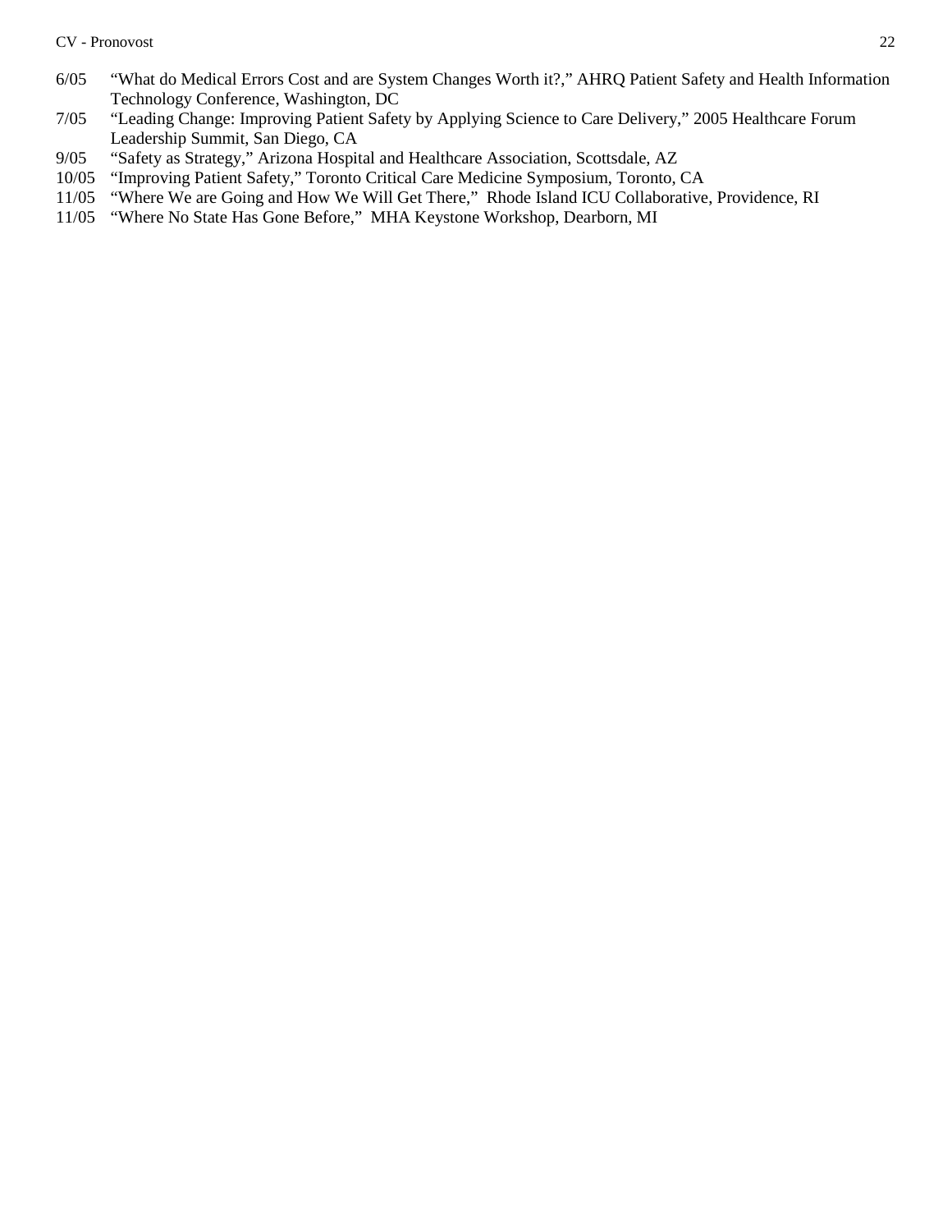6/05 "What do Medical Errors Cost and are System Changes Worth it?," AHRQ Patient Safety and Health Information Technology Conference, Washington, DC

7/05 "Leading Change: Improving Patient Safety by Applying Science to Care Delivery," 2005 Healthcare Forum Leadership Summit, San Diego, CA

9/05 "Safety as Strategy," Arizona Hospital and Healthcare Association, Scottsdale, AZ

10/05 "Improving Patient Safety," Toronto Critical Care Medicine Symposium, Toronto, CA

11/05 "Where We are Going and How We Will Get There," Rhode Island ICU Collaborative, Providence, RI

11/05 "Where No State Has Gone Before," MHA Keystone Workshop, Dearborn, MI